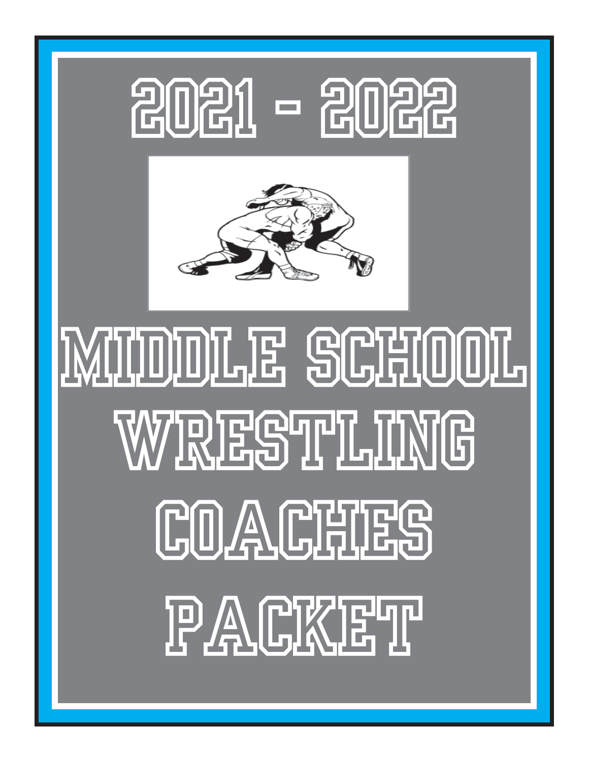# 2021 - 2022

# MIDDLE SCHOOL WRESTLING COACHES PACKET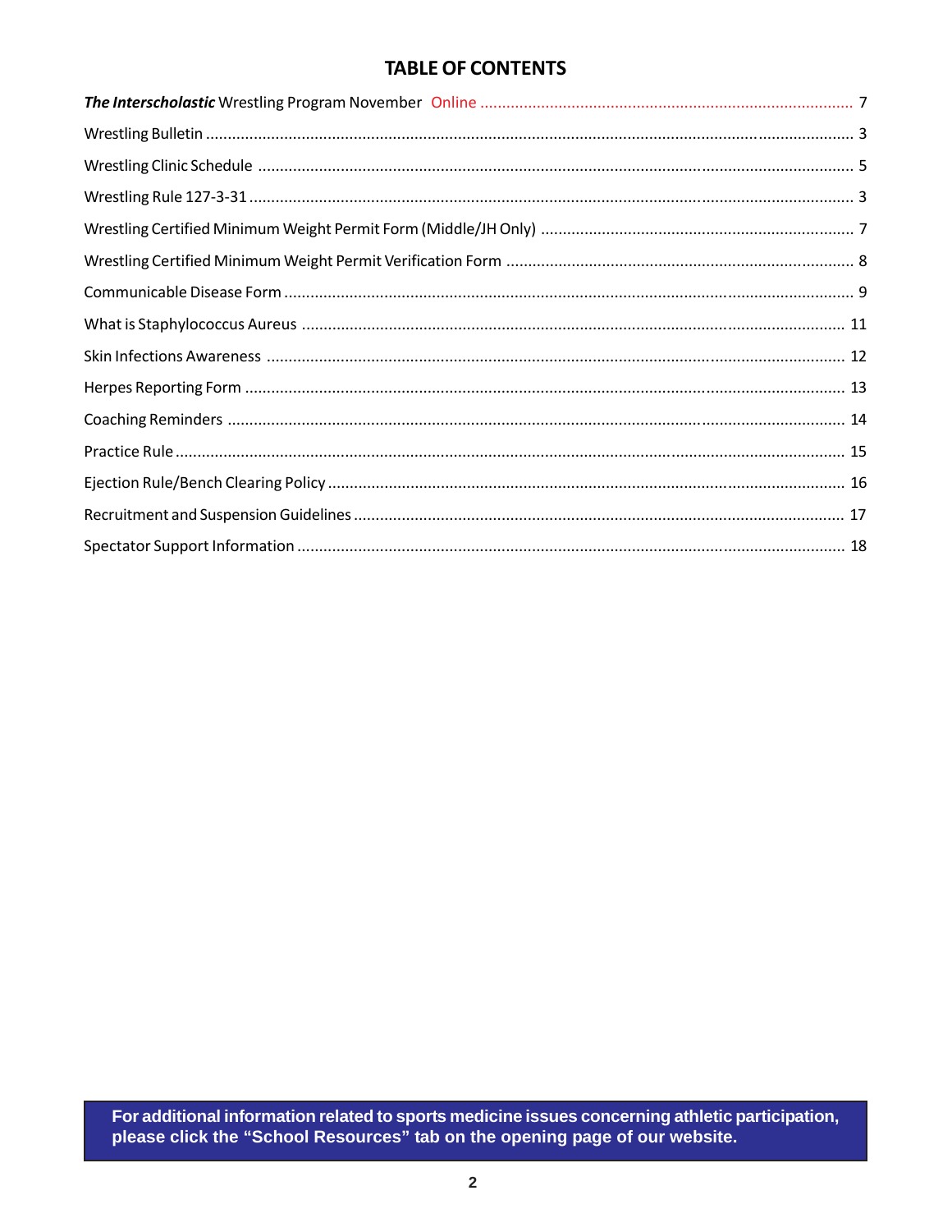# TABLE OF CONTENTS

| | |
|---|---|
| ***The Interscholastic*** Wrestling Program November Online | 7 |
| Wrestling Bulletin | 3 |
| Wrestling Clinic Schedule | 5 |
| Wrestling Rule 127-3-31 | 3 |
| Wrestling Certified Minimum Weight Permit Form (Middle/JH Only) | 7 |
| Wrestling Certified Minimum Weight Permit Verification Form | 8 |
| Communicable Disease Form | 9 |
| What is Staphylococcus Aureus | 11 |
| Skin Infections Awareness | 12 |
| Herpes Reporting Form | 13 |
| Coaching Reminders | 14 |
| Practice Rule | 15 |
| Ejection Rule/Bench Clearing Policy | 16 |
| Recruitment and Suspension Guidelines | 17 |
| Spectator Support Information | 18 |

**For additional information related to sports medicine issues concerning athletic participation, please click the "School Resources" tab on the opening page of our website.**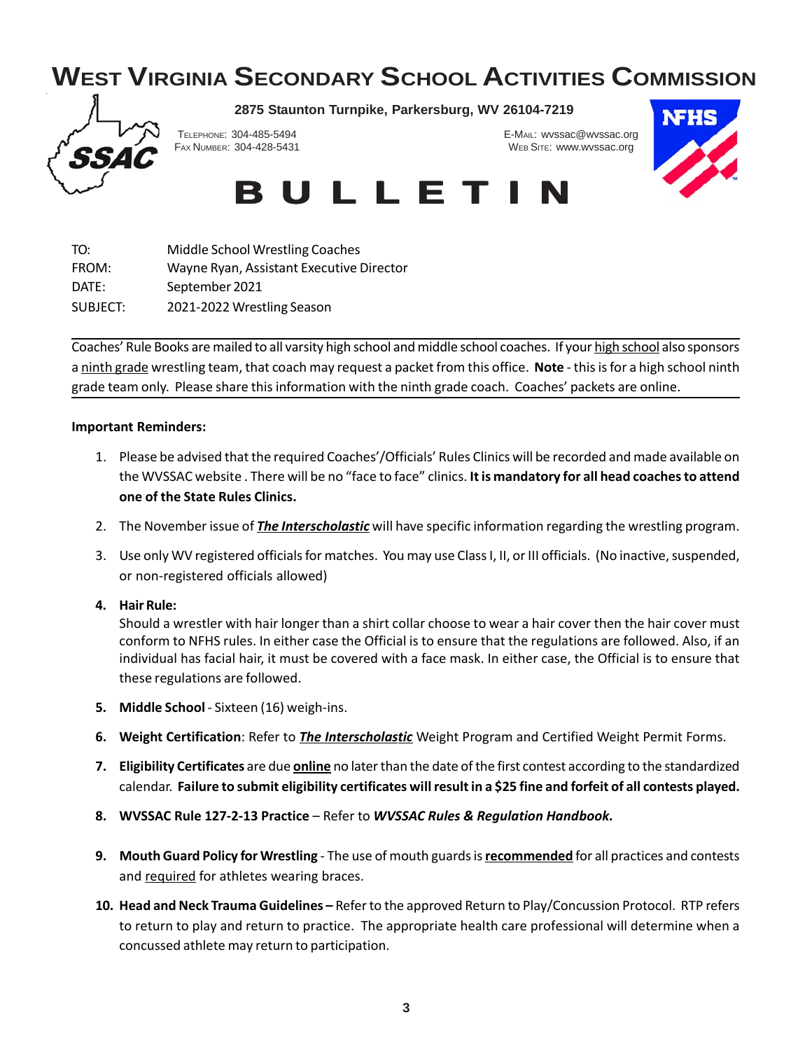# West Virginia Secondary School Activities Commission

**2875 Staunton Turnpike, Parkersburg, WV 26104-7219**

Telephone: 304-485-5494
Fax Number: 304-428-5431

E-Mail: wvssac@wvssac.org
Web Site: www.wvssac.org

# BULLETIN

TO: Middle School Wrestling Coaches
FROM: Wayne Ryan, Assistant Executive Director
DATE: September 2021
SUBJECT: 2021-2022 Wrestling Season

---

Coaches' Rule Books are mailed to all varsity high school and middle school coaches. If your high school also sponsors a ninth grade wrestling team, that coach may request a packet from this office. **Note** - this is for a high school ninth grade team only. Please share this information with the ninth grade coach. Coaches' packets are online.

---

**Important Reminders:**

1. Please be advised that the required Coaches'/Officials' Rules Clinics will be recorded and made available on the WVSSAC website . There will be no "face to face" clinics. **It is mandatory for all head coaches to attend one of the State Rules Clinics.**
2. The November issue of ***The Interscholastic*** will have specific information regarding the wrestling program.
3. Use only WV registered officials for matches. You may use Class I, II, or III officials. (No inactive, suspended, or non-registered officials allowed)
4. **Hair Rule:**
   Should a wrestler with hair longer than a shirt collar choose to wear a hair cover then the hair cover must conform to NFHS rules. In either case the Official is to ensure that the regulations are followed. Also, if an individual has facial hair, it must be covered with a face mask. In either case, the Official is to ensure that these regulations are followed.
5. **Middle School** - Sixteen (16) weigh-ins.
6. **Weight Certification**: Refer to ***The Interscholastic*** Weight Program and Certified Weight Permit Forms.
7. **Eligibility Certificates** are due **online** no later than the date of the first contest according to the standardized calendar. **Failure to submit eligibility certificates will result in a $25 fine and forfeit of all contests played.**
8. **WVSSAC Rule 127-2-13 Practice** – Refer to ***WVSSAC Rules & Regulation Handbook.***
9. **Mouth Guard Policy for Wrestling** - The use of mouth guards is **recommended** for all practices and contests and required for athletes wearing braces.
10. **Head and Neck Trauma Guidelines –** Refer to the approved Return to Play/Concussion Protocol. RTP refers to return to play and return to practice. The appropriate health care professional will determine when a concussed athlete may return to participation.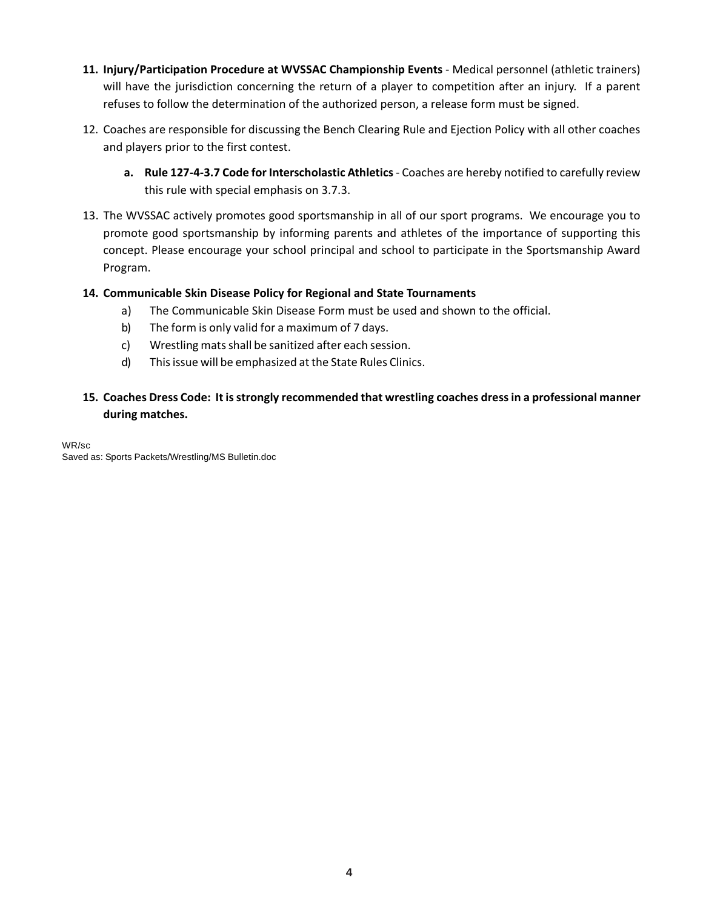11. **Injury/Participation Procedure at WVSSAC Championship Events** - Medical personnel (athletic trainers) will have the jurisdiction concerning the return of a player to competition after an injury. If a parent refuses to follow the determination of the authorized person, a release form must be signed.

12. Coaches are responsible for discussing the Bench Clearing Rule and Ejection Policy with all other coaches and players prior to the first contest.

    a. **Rule 127-4-3.7 Code for Interscholastic Athletics** - Coaches are hereby notified to carefully review this rule with special emphasis on 3.7.3.

13. The WVSSAC actively promotes good sportsmanship in all of our sport programs. We encourage you to promote good sportsmanship by informing parents and athletes of the importance of supporting this concept. Please encourage your school principal and school to participate in the Sportsmanship Award Program.

14. **Communicable Skin Disease Policy for Regional and State Tournaments**
    a) The Communicable Skin Disease Form must be used and shown to the official.
    b) The form is only valid for a maximum of 7 days.
    c) Wrestling mats shall be sanitized after each session.
    d) This issue will be emphasized at the State Rules Clinics.

15. **Coaches Dress Code: It is strongly recommended that wrestling coaches dress in a professional manner during matches.**

WR/sc
Saved as: Sports Packets/Wrestling/MS Bulletin.doc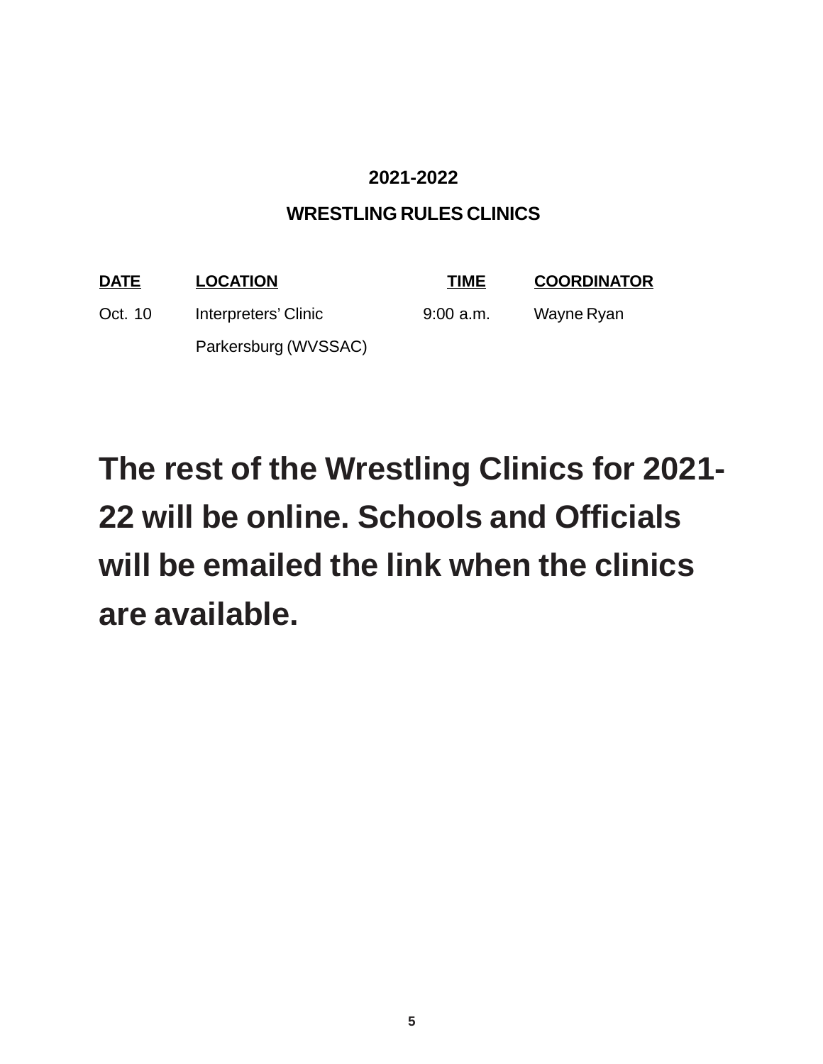# 2021-2022

## WRESTLING RULES CLINICS

| DATE | LOCATION | TIME | COORDINATOR |
|---|---|---|---|
| Oct. 10 | Interpreters' Clinic<br>Parkersburg (WVSSAC) | 9:00 a.m. | Wayne Ryan |

**The rest of the Wrestling Clinics for 2021-22 will be online. Schools and Officials will be emailed the link when the clinics are available.**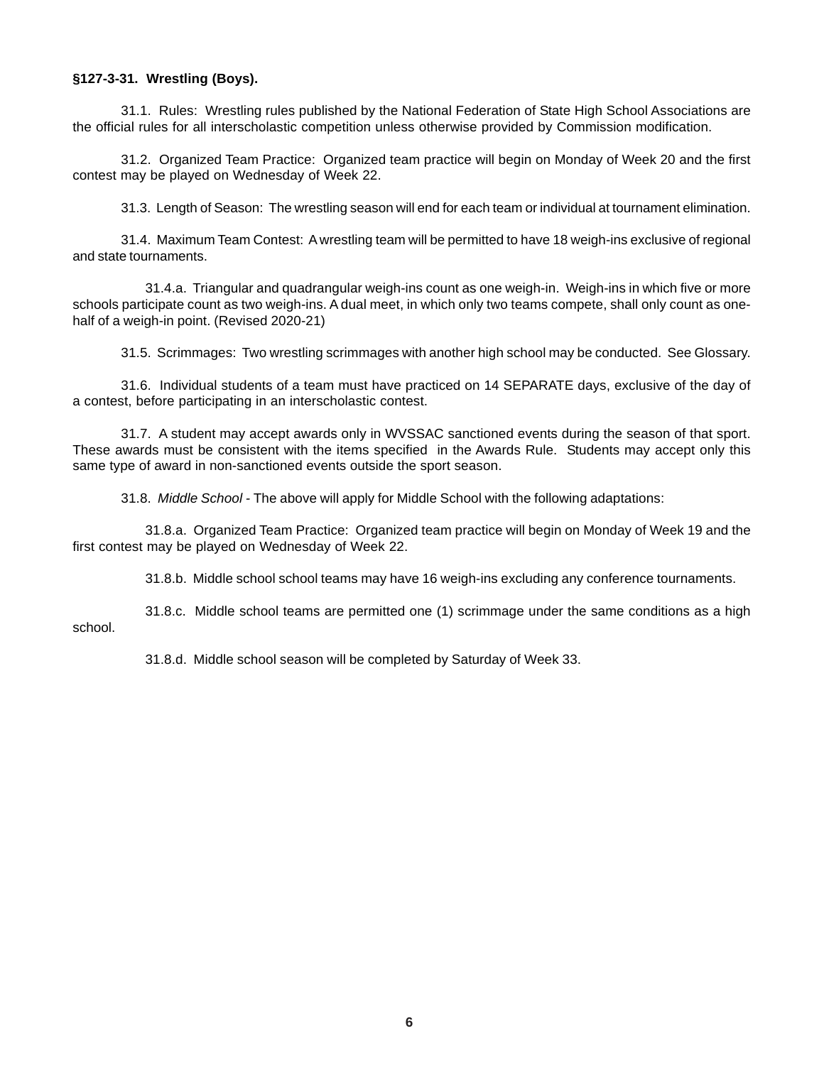**§127-3-31. Wrestling (Boys).**

31.1. Rules: Wrestling rules published by the National Federation of State High School Associations are the official rules for all interscholastic competition unless otherwise provided by Commission modification.

31.2. Organized Team Practice: Organized team practice will begin on Monday of Week 20 and the first contest may be played on Wednesday of Week 22.

31.3. Length of Season: The wrestling season will end for each team or individual at tournament elimination.

31.4. Maximum Team Contest: A wrestling team will be permitted to have 18 weigh-ins exclusive of regional and state tournaments.

31.4.a. Triangular and quadrangular weigh-ins count as one weigh-in. Weigh-ins in which five or more schools participate count as two weigh-ins. A dual meet, in which only two teams compete, shall only count as one-half of a weigh-in point. (Revised 2020-21)

31.5. Scrimmages: Two wrestling scrimmages with another high school may be conducted. See Glossary.

31.6. Individual students of a team must have practiced on 14 SEPARATE days, exclusive of the day of a contest, before participating in an interscholastic contest.

31.7. A student may accept awards only in WVSSAC sanctioned events during the season of that sport. These awards must be consistent with the items specified in the Awards Rule. Students may accept only this same type of award in non-sanctioned events outside the sport season.

31.8. *Middle School* - The above will apply for Middle School with the following adaptations:

31.8.a. Organized Team Practice: Organized team practice will begin on Monday of Week 19 and the first contest may be played on Wednesday of Week 22.

31.8.b. Middle school school teams may have 16 weigh-ins excluding any conference tournaments.

31.8.c. Middle school teams are permitted one (1) scrimmage under the same conditions as a high school.

31.8.d. Middle school season will be completed by Saturday of Week 33.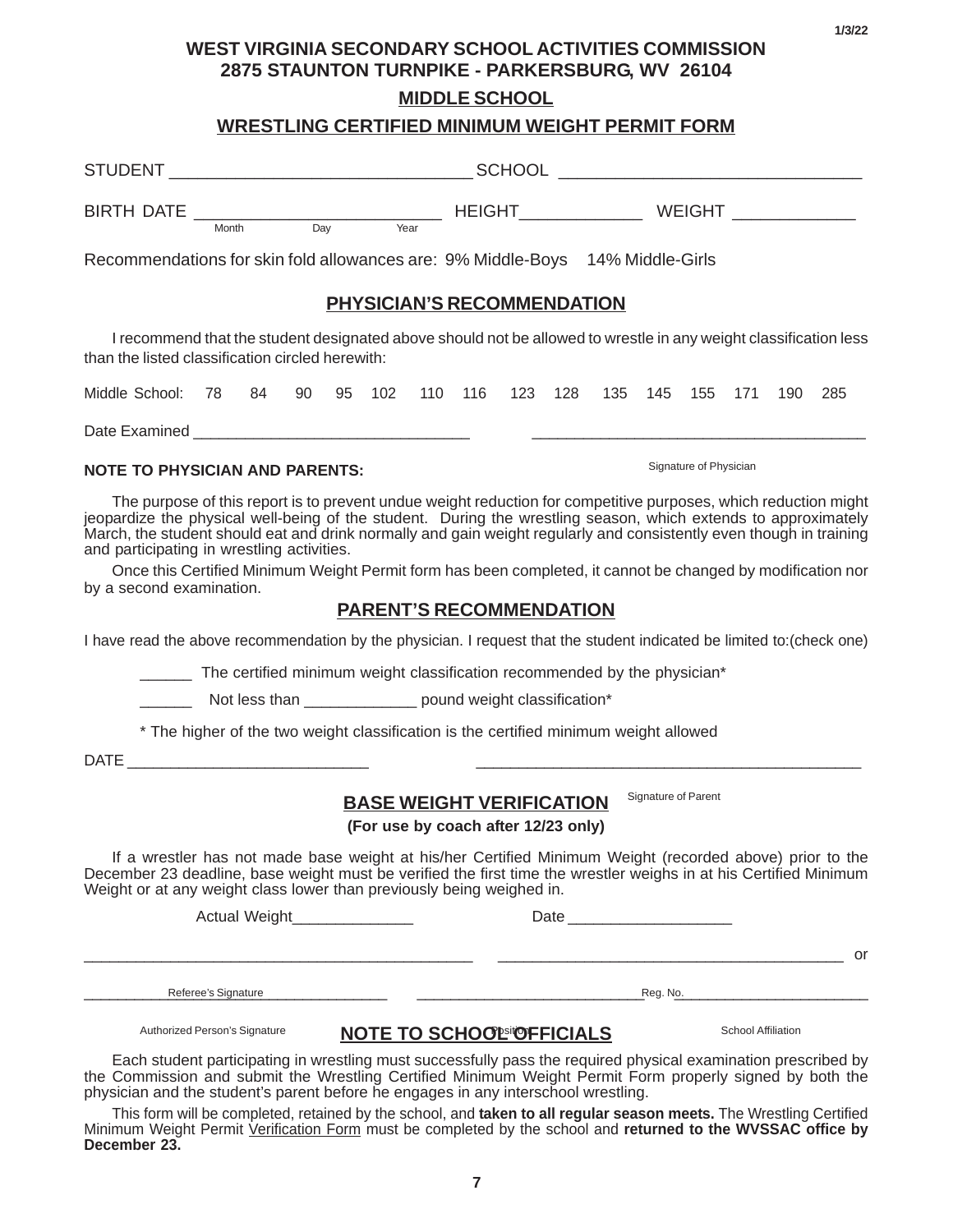1/3/22

# WEST VIRGINIA SECONDARY SCHOOL ACTIVITIES COMMISSION
## 2875 STAUNTON TURNPIKE - PARKERSBURG, WV 26104

## MIDDLE SCHOOL

## WRESTLING CERTIFIED MINIMUM WEIGHT PERMIT FORM

STUDENT _______________________________ SCHOOL _______________________________

BIRTH DATE __________________________ HEIGHT____________ WEIGHT ____________
Month Day Year

Recommendations for skin fold allowances are: 9% Middle-Boys 14% Middle-Girls

## PHYSICIAN'S RECOMMENDATION

I recommend that the student designated above should not be allowed to wrestle in any weight classification less than the listed classification circled herewith:

Middle School: 78 84 90 95 102 110 116 123 128 135 145 155 171 190 285

Date Examined _______________________________ _____________________________________
Signature of Physician

**NOTE TO PHYSICIAN AND PARENTS:**

The purpose of this report is to prevent undue weight reduction for competitive purposes, which reduction might jeopardize the physical well-being of the student. During the wrestling season, which extends to approximately March, the student should eat and drink normally and gain weight regularly and consistently even though in training and participating in wrestling activities.

Once this Certified Minimum Weight Permit form has been completed, it cannot be changed by modification nor by a second examination.

## PARENT'S RECOMMENDATION

I have read the above recommendation by the physician. I request that the student indicated be limited to:(check one)

______ The certified minimum weight classification recommended by the physician*

______ Not less than ____________ pound weight classification*

\* The higher of the two weight classification is the certified minimum weight allowed

DATE ___________________________ __________________________________________
Signature of Parent

## BASE WEIGHT VERIFICATION

**(For use by coach after 12/23 only)**

If a wrestler has not made base weight at his/her Certified Minimum Weight (recorded above) prior to the December 23 deadline, base weight must be verified the first time the wrestler weighs in at his Certified Minimum Weight or at any weight class lower than previously being weighed in.

Actual Weight_____________ Date __________________

___________________________________________ _____________________________________ or
Referee's Signature Reg. No.

___________________________________ ___________________________ _______________________
Authorized Person's Signature Position School Affiliation

## NOTE TO SCHOOL OFFICIALS

Each student participating in wrestling must successfully pass the required physical examination prescribed by the Commission and submit the Wrestling Certified Minimum Weight Permit Form properly signed by both the physician and the student's parent before he engages in any interschool wrestling.

This form will be completed, retained by the school, and **taken to all regular season meets.** The Wrestling Certified Minimum Weight Permit Verification Form must be completed by the school and **returned to the WVSSAC office by December 23.**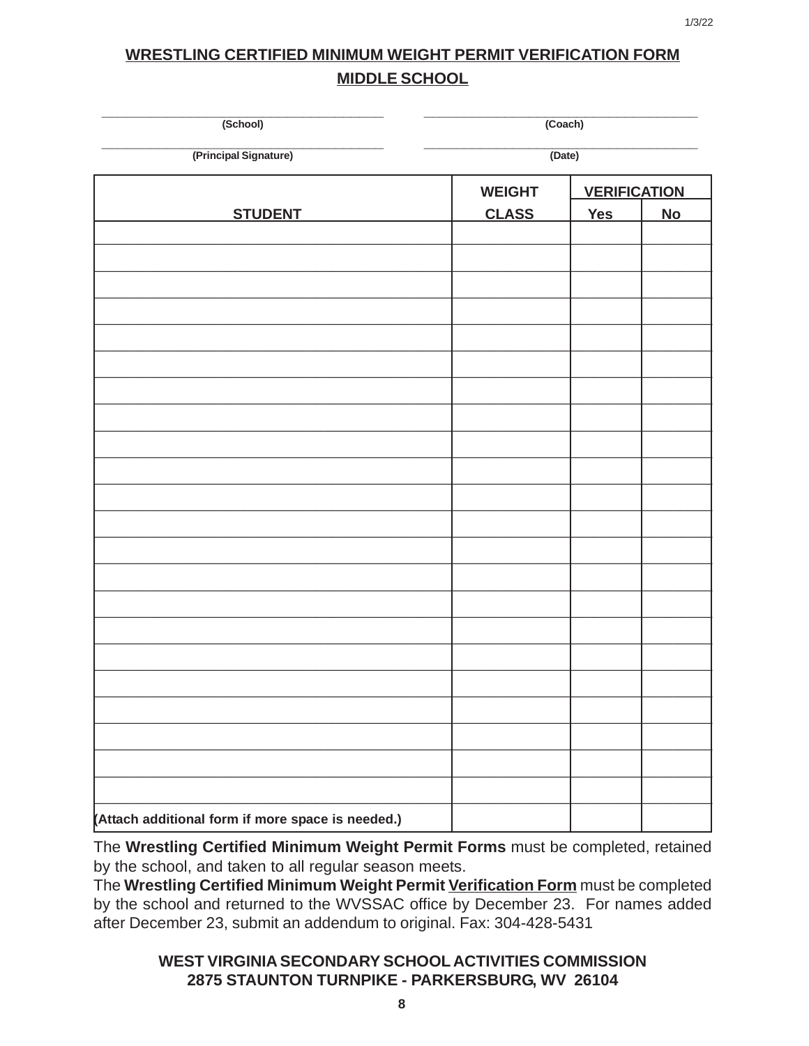1/3/22

# WRESTLING CERTIFIED MINIMUM WEIGHT PERMIT VERIFICATION FORM

## MIDDLE SCHOOL

\_\_\_\_\_\_\_\_\_\_\_\_\_\_\_\_\_\_\_\_\_\_\_\_\_\_\_\_\_\_\_\_\_\_\_\_\_\_\_\_ (School)

\_\_\_\_\_\_\_\_\_\_\_\_\_\_\_\_\_\_\_\_\_\_\_\_\_\_\_\_\_\_\_\_\_\_\_\_\_\_\_\_ (Coach)

\_\_\_\_\_\_\_\_\_\_\_\_\_\_\_\_\_\_\_\_\_\_\_\_\_\_\_\_\_\_\_\_\_\_\_\_\_\_\_\_ (Principal Signature)

\_\_\_\_\_\_\_\_\_\_\_\_\_\_\_\_\_\_\_\_\_\_\_\_\_\_\_\_\_\_\_\_\_\_\_\_\_\_\_\_ (Date)

| STUDENT | WEIGHT CLASS | VERIFICATION | |
|---|---|---|---|
| | | Yes | No |
| | | | |
| | | | |
| | | | |
| | | | |
| | | | |
| | | | |
| | | | |
| | | | |
| | | | |
| | | | |
| | | | |
| | | | |
| | | | |
| | | | |
| | | | |
| | | | |
| | | | |
| | | | |
| | | | |
| | | | |
| | | | |
| | | | |
| (Attach additional form if more space is needed.) | | | |

The **Wrestling Certified Minimum Weight Permit Forms** must be completed, retained by the school, and taken to all regular season meets.

The **Wrestling Certified Minimum Weight Permit Verification Form** must be completed by the school and returned to the WVSSAC office by December 23. For names added after December 23, submit an addendum to original. Fax: 304-428-5431

**WEST VIRGINIA SECONDARY SCHOOL ACTIVITIES COMMISSION**
**2875 STAUNTON TURNPIKE - PARKERSBURG, WV 26104**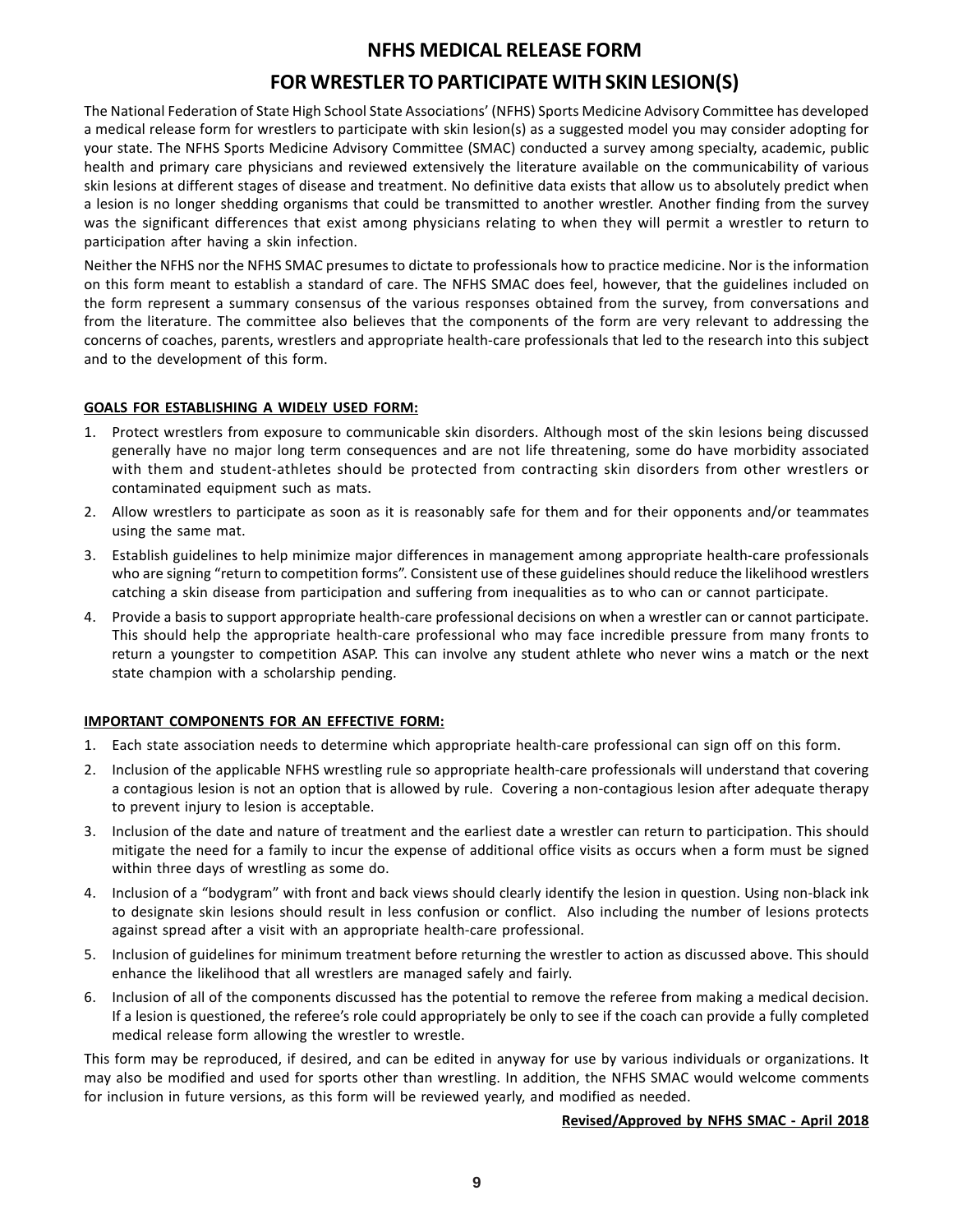# NFHS MEDICAL RELEASE FORM

# FOR WRESTLER TO PARTICIPATE WITH SKIN LESION(S)

The National Federation of State High School State Associations' (NFHS) Sports Medicine Advisory Committee has developed a medical release form for wrestlers to participate with skin lesion(s) as a suggested model you may consider adopting for your state. The NFHS Sports Medicine Advisory Committee (SMAC) conducted a survey among specialty, academic, public health and primary care physicians and reviewed extensively the literature available on the communicability of various skin lesions at different stages of disease and treatment. No definitive data exists that allow us to absolutely predict when a lesion is no longer shedding organisms that could be transmitted to another wrestler. Another finding from the survey was the significant differences that exist among physicians relating to when they will permit a wrestler to return to participation after having a skin infection.

Neither the NFHS nor the NFHS SMAC presumes to dictate to professionals how to practice medicine. Nor is the information on this form meant to establish a standard of care. The NFHS SMAC does feel, however, that the guidelines included on the form represent a summary consensus of the various responses obtained from the survey, from conversations and from the literature. The committee also believes that the components of the form are very relevant to addressing the concerns of coaches, parents, wrestlers and appropriate health-care professionals that led to the research into this subject and to the development of this form.

**GOALS FOR ESTABLISHING A WIDELY USED FORM:**

1. Protect wrestlers from exposure to communicable skin disorders. Although most of the skin lesions being discussed generally have no major long term consequences and are not life threatening, some do have morbidity associated with them and student-athletes should be protected from contracting skin disorders from other wrestlers or contaminated equipment such as mats.
2. Allow wrestlers to participate as soon as it is reasonably safe for them and for their opponents and/or teammates using the same mat.
3. Establish guidelines to help minimize major differences in management among appropriate health-care professionals who are signing "return to competition forms". Consistent use of these guidelines should reduce the likelihood wrestlers catching a skin disease from participation and suffering from inequalities as to who can or cannot participate.
4. Provide a basis to support appropriate health-care professional decisions on when a wrestler can or cannot participate. This should help the appropriate health-care professional who may face incredible pressure from many fronts to return a youngster to competition ASAP. This can involve any student athlete who never wins a match or the next state champion with a scholarship pending.

**IMPORTANT COMPONENTS FOR AN EFFECTIVE FORM:**

1. Each state association needs to determine which appropriate health-care professional can sign off on this form.
2. Inclusion of the applicable NFHS wrestling rule so appropriate health-care professionals will understand that covering a contagious lesion is not an option that is allowed by rule. Covering a non-contagious lesion after adequate therapy to prevent injury to lesion is acceptable.
3. Inclusion of the date and nature of treatment and the earliest date a wrestler can return to participation. This should mitigate the need for a family to incur the expense of additional office visits as occurs when a form must be signed within three days of wrestling as some do.
4. Inclusion of a "bodygram" with front and back views should clearly identify the lesion in question. Using non-black ink to designate skin lesions should result in less confusion or conflict. Also including the number of lesions protects against spread after a visit with an appropriate health-care professional.
5. Inclusion of guidelines for minimum treatment before returning the wrestler to action as discussed above. This should enhance the likelihood that all wrestlers are managed safely and fairly.
6. Inclusion of all of the components discussed has the potential to remove the referee from making a medical decision. If a lesion is questioned, the referee's role could appropriately be only to see if the coach can provide a fully completed medical release form allowing the wrestler to wrestle.

This form may be reproduced, if desired, and can be edited in anyway for use by various individuals or organizations. It may also be modified and used for sports other than wrestling. In addition, the NFHS SMAC would welcome comments for inclusion in future versions, as this form will be reviewed yearly, and modified as needed.

**Revised/Approved by NFHS SMAC - April 2018**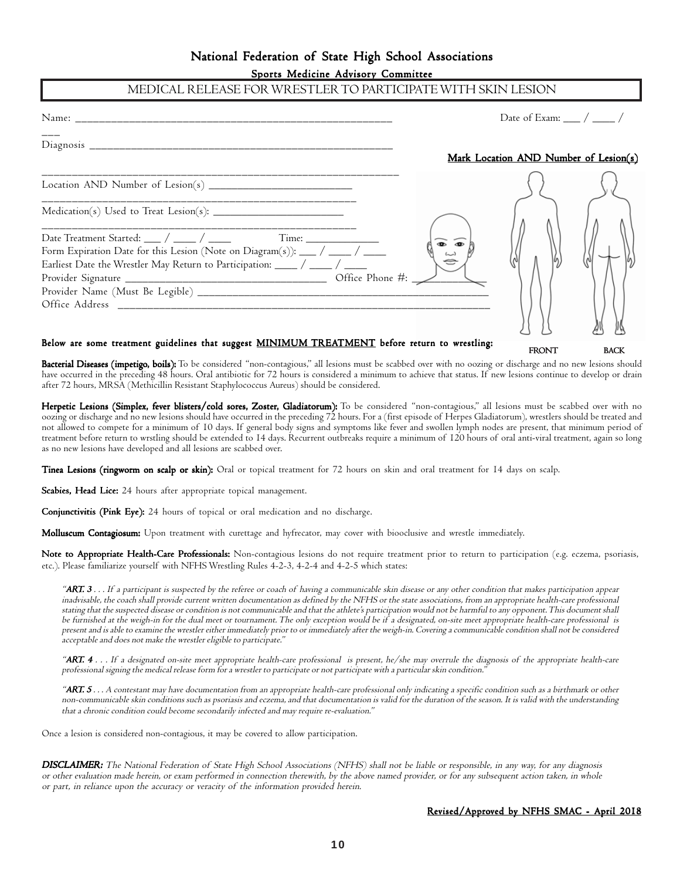# National Federation of State High School Associations

## Sports Medicine Advisory Committee

## MEDICAL RELEASE FOR WRESTLER TO PARTICIPATE WITH SKIN LESION

Name: ___________________________________________________ Date of Exam: ___ / ____ / ___

Diagnosis ______________________________________________________

______________________________________________________________

Location AND Number of Lesion(s) __________________________

______________________________________________________

Medication(s) Used to Treat Lesion(s): ______________________

______________________________________________________

Date Treatment Started: ___ / ____ / ____ Time: _____________

Form Expiration Date for this Lesion (Note on Diagram(s)): ___ / ____ / ____

Earliest Date the Wrestler May Return to Participation: ____ / ____ / ____

Provider Signature _______________________________ Office Phone #: ____________

Provider Name (Must Be Legible) ______________________________________________

Office Address ___________________________________________________________

**Mark Location AND Number of Lesion(s)**

FRONT BACK

**Below are some treatment guidelines that suggest MINIMUM TREATMENT before return to wrestling:**

**Bacterial Diseases (impetigo, boils):** To be considered "non-contagious," all lesions must be scabbed over with no oozing or discharge and no new lesions should have occurred in the preceding 48 hours. Oral antibiotic for 72 hours is considered a minimum to achieve that status. If new lesions continue to develop or drain after 72 hours, MRSA (Methicillin Resistant Staphylococcus Aureus) should be considered.

**Herpetic Lesions (Simplex, fever blisters/cold sores, Zoster, Gladiatorum):** To be considered "non-contagious," all lesions must be scabbed over with no oozing or discharge and no new lesions should have occurred in the preceding 72 hours. For a (first episode of Herpes Gladiatorum), wrestlers should be treated and not allowed to compete for a minimum of 10 days. If general body signs and symptoms like fever and swollen lymph nodes are present, that minimum period of treatment before return to wrstling should be extended to 14 days. Recurrent outbreaks require a minimum of 120 hours of oral anti-viral treatment, again so long as no new lesions have developed and all lesions are scabbed over.

**Tinea Lesions (ringworm on scalp or skin):** Oral or topical treatment for 72 hours on skin and oral treatment for 14 days on scalp.

**Scabies, Head Lice:** 24 hours after appropriate topical management.

**Conjunctivitis (Pink Eye):** 24 hours of topical or oral medication and no discharge.

**Molluscum Contagiosum:** Upon treatment with curettage and hyfrecator, may cover with biooclusive and wrestle immediately.

**Note to Appropriate Health-Care Professionals:** Non-contagious lesions do not require treatment prior to return to participation (e.g. eczema, psoriasis, etc.). Please familiarize yourself with NFHS Wrestling Rules 4-2-3, 4-2-4 and 4-2-5 which states:

*"**ART. 3** . . . If a participant is suspected by the referee or coach of having a communicable skin disease or any other condition that makes participation appear inadvisable, the coach shall provide current written documentation as defined by the NFHS or the state associations, from an appropriate health-care professional stating that the suspected disease or condition is not communicable and that the athlete's participation would not be harmful to any opponent. This document shall be furnished at the weigh-in for the dual meet or tournament. The only exception would be if a designated, on-site meet appropriate health-care professional is present and is able to examine the wrestler either immediately prior to or immediately after the weigh-in. Covering a communicable condition shall not be considered acceptable and does not make the wrestler eligible to participate."*

*"**ART. 4** . . . If a designated on-site meet appropriate health-care professional is present, he/she may overrule the diagnosis of the appropriate health-care professional signing the medical release form for a wrestler to participate or not participate with a particular skin condition."*

*"**ART. 5** . . . A contestant may have documentation from an appropriate health-care professional only indicating a specific condition such as a birthmark or other non-communicable skin conditions such as psoriasis and eczema, and that documentation is valid for the duration of the season. It is valid with the understanding that a chronic condition could become secondarily infected and may require re-evaluation."*

Once a lesion is considered non-contagious, it may be covered to allow participation.

***DISCLAIMER:*** *The National Federation of State High School Associations (NFHS) shall not be liable or responsible, in any way, for any diagnosis or other evaluation made herein, or exam performed in connection therewith, by the above named provider, or for any subsequent action taken, in whole or part, in reliance upon the accuracy or veracity of the information provided herein.*

**Revised/Approved by NFHS SMAC - April 2018**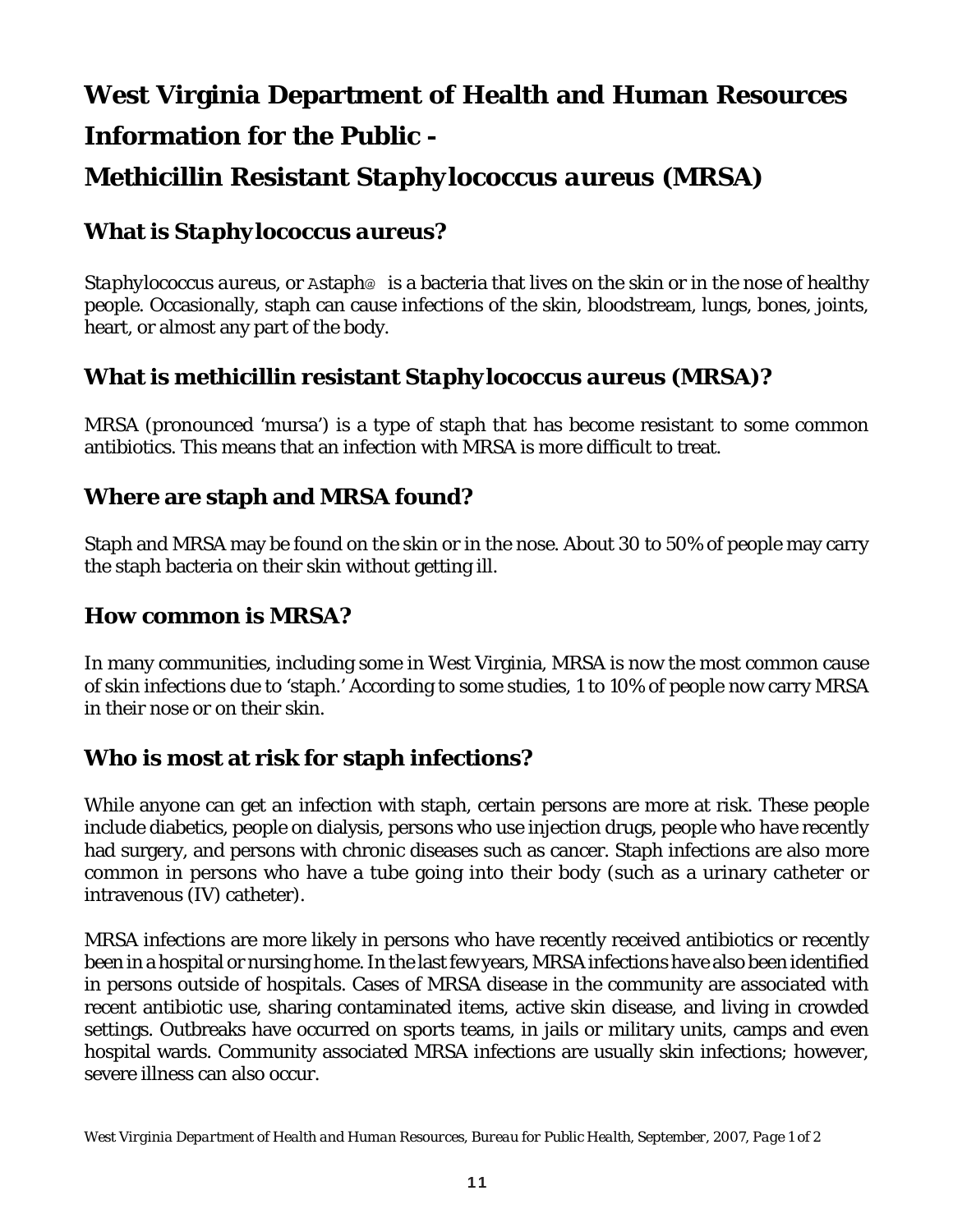# West Virginia Department of Health and Human Resources

# Information for the Public -

# Methicillin Resistant *Staphylococcus aureus* (MRSA)

## What is *Staphylococcus aureus*?

*Staphylococcus aureus*, or Astaph@ is a bacteria that lives on the skin or in the nose of healthy people. Occasionally, staph can cause infections of the skin, bloodstream, lungs, bones, joints, heart, or almost any part of the body.

## What is methicillin resistant *Staphylococcus aureus* (MRSA)?

MRSA (pronounced 'mursa') is a type of staph that has become resistant to some common antibiotics. This means that an infection with MRSA is more difficult to treat.

## Where are staph and MRSA found?

Staph and MRSA may be found on the skin or in the nose. About 30 to 50% of people may carry the staph bacteria on their skin without getting ill.

## How common is MRSA?

In many communities, including some in West Virginia, MRSA is now the most common cause of skin infections due to 'staph.' According to some studies, 1 to 10% of people now carry MRSA in their nose or on their skin.

## Who is most at risk for staph infections?

While anyone can get an infection with staph, certain persons are more at risk. These people include diabetics, people on dialysis, persons who use injection drugs, people who have recently had surgery, and persons with chronic diseases such as cancer. Staph infections are also more common in persons who have a tube going into their body (such as a urinary catheter or intravenous (IV) catheter).

MRSA infections are more likely in persons who have recently received antibiotics or recently been in a hospital or nursing home. In the last few years, MRSA infections have also been identified in persons outside of hospitals. Cases of MRSA disease in the community are associated with recent antibiotic use, sharing contaminated items, active skin disease, and living in crowded settings. Outbreaks have occurred on sports teams, in jails or military units, camps and even hospital wards. Community associated MRSA infections are usually skin infections; however, severe illness can also occur.

*West Virginia Department of Health and Human Resources, Bureau for Public Health, September, 2007, Page 1 of 2*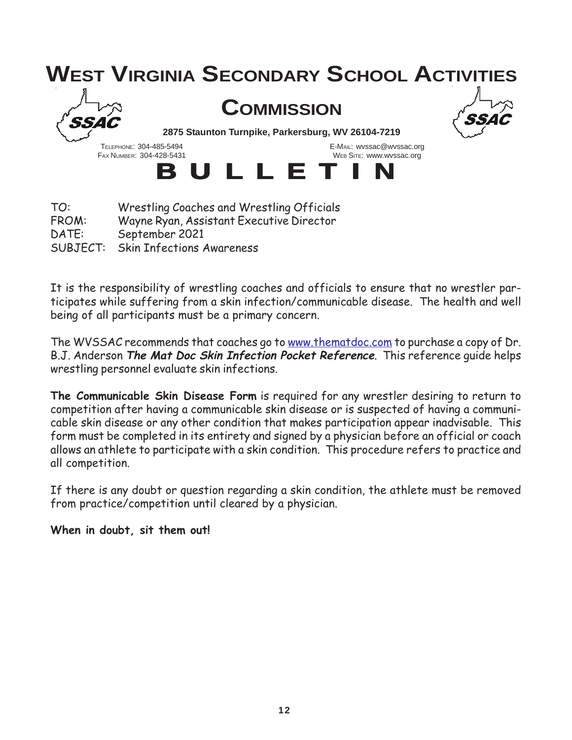# West Virginia Secondary School Activities Commission

**2875 Staunton Turnpike, Parkersburg, WV 26104-7219**

Telephone: 304-485-5494
Fax Number: 304-428-5431

E-Mail: wvssac@wvssac.org
Web Site: www.wvssac.org

# BULLETIN

TO: Wrestling Coaches and Wrestling Officials
FROM: Wayne Ryan, Assistant Executive Director
DATE: September 2021
SUBJECT: Skin Infections Awareness

It is the responsibility of wrestling coaches and officials to ensure that no wrestler participates while suffering from a skin infection/communicable disease. The health and well being of all participants must be a primary concern.

The WVSSAC recommends that coaches go to www.thematdoc.com to purchase a copy of Dr. B.J. Anderson ***The Mat Doc Skin Infection Pocket Reference***. This reference guide helps wrestling personnel evaluate skin infections.

**The Communicable Skin Disease Form** is required for any wrestler desiring to return to competition after having a communicable skin disease or is suspected of having a communicable skin disease or any other condition that makes participation appear inadvisable. This form must be completed in its entirety and signed by a physician before an official or coach allows an athlete to participate with a skin condition. This procedure refers to practice and all competition.

If there is any doubt or question regarding a skin condition, the athlete must be removed from practice/competition until cleared by a physician.

**When in doubt, sit them out!**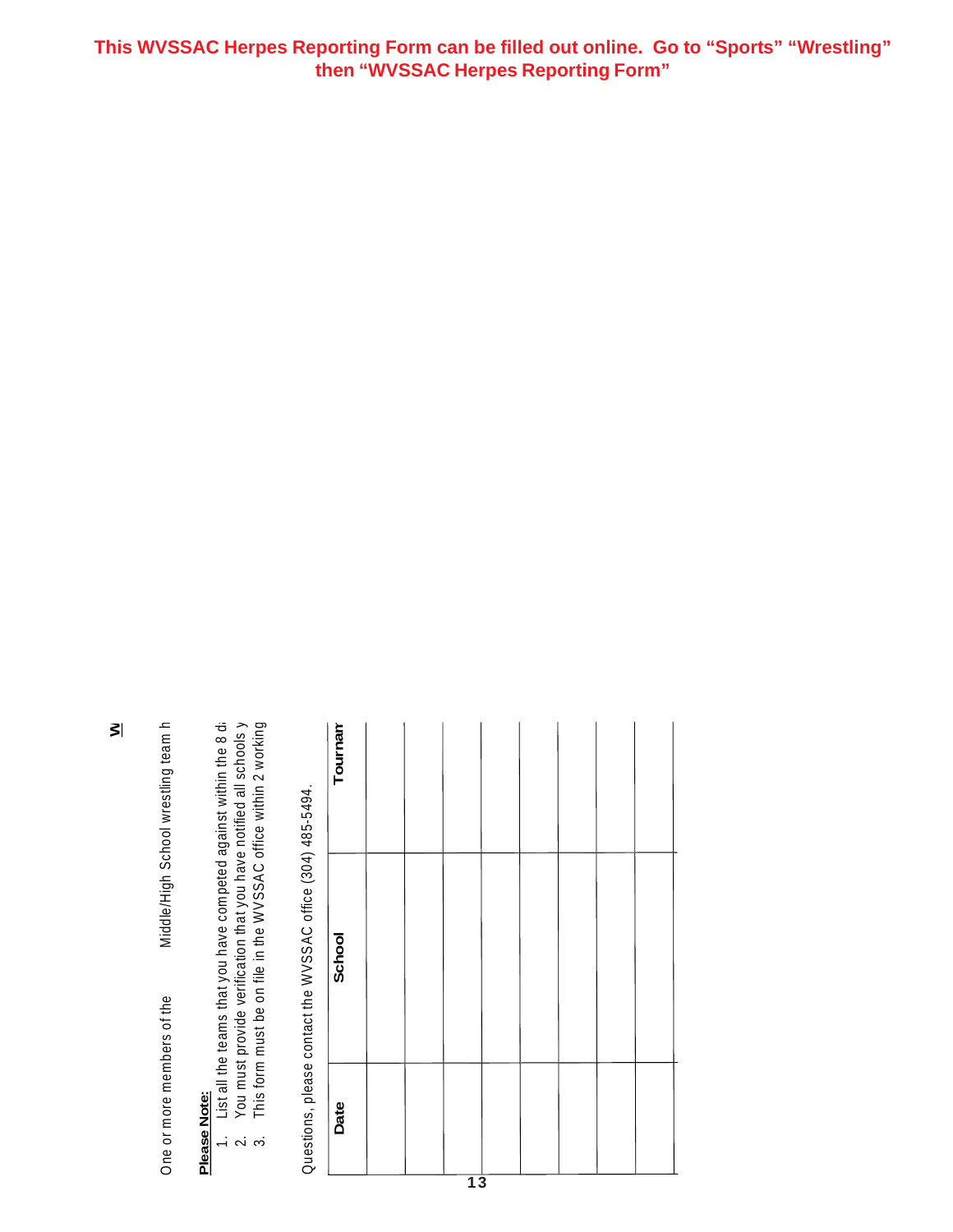**This WVSSAC Herpes Reporting Form can be filled out online. Go to "Sports" "Wrestling" then "WVSSAC Herpes Reporting Form"**

**W**

One or more members of the Middle/High School wrestling team h

**Please Note:**

1. List all the teams that you have competed against within the 8 d
2. You must provide verification that you have notified all schools y
3. This form must be on file in the WVSSAC office within 2 working

Questions, please contact the WVSSAC office (304) 485-5494.

| Date | School | Tournam |
|---|---|---|
| | | |
| | | |
| | | |
| | | |
| | | |
| | | |
| | | |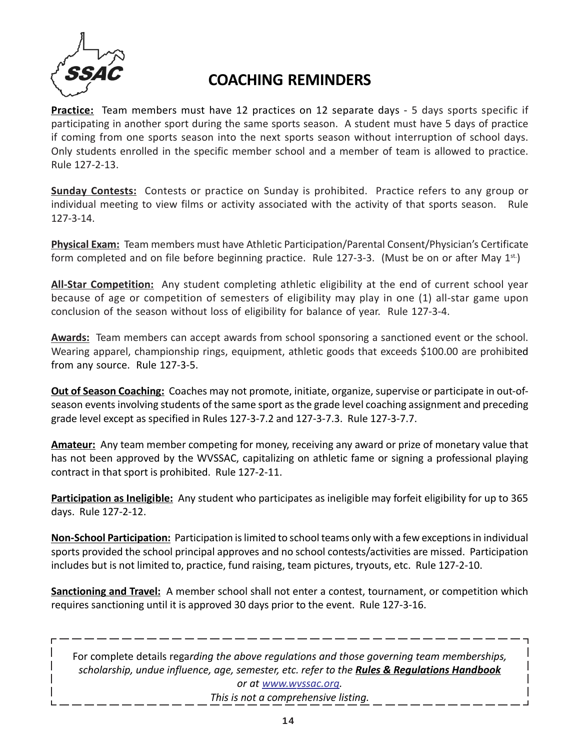# COACHING REMINDERS

**Practice:** Team members must have 12 practices on 12 separate days - 5 days sports specific if participating in another sport during the same sports season. A student must have 5 days of practice if coming from one sports season into the next sports season without interruption of school days. Only students enrolled in the specific member school and a member of team is allowed to practice. Rule 127-2-13.

**Sunday Contests:** Contests or practice on Sunday is prohibited. Practice refers to any group or individual meeting to view films or activity associated with the activity of that sports season. Rule 127-3-14.

**Physical Exam:** Team members must have Athletic Participation/Parental Consent/Physician's Certificate form completed and on file before beginning practice. Rule 127-3-3. (Must be on or after May 1st.)

**All-Star Competition:** Any student completing athletic eligibility at the end of current school year because of age or competition of semesters of eligibility may play in one (1) all-star game upon conclusion of the season without loss of eligibility for balance of year. Rule 127-3-4.

**Awards:** Team members can accept awards from school sponsoring a sanctioned event or the school. Wearing apparel, championship rings, equipment, athletic goods that exceeds $100.00 are prohibited from any source. Rule 127-3-5.

**Out of Season Coaching:** Coaches may not promote, initiate, organize, supervise or participate in out-of-season events involving students of the same sport as the grade level coaching assignment and preceding grade level except as specified in Rules 127-3-7.2 and 127-3-7.3. Rule 127-3-7.7.

**Amateur:** Any team member competing for money, receiving any award or prize of monetary value that has not been approved by the WVSSAC, capitalizing on athletic fame or signing a professional playing contract in that sport is prohibited. Rule 127-2-11.

**Participation as Ineligible:** Any student who participates as ineligible may forfeit eligibility for up to 365 days. Rule 127-2-12.

**Non-School Participation:** Participation is limited to school teams only with a few exceptions in individual sports provided the school principal approves and no school contests/activities are missed. Participation includes but is not limited to, practice, fund raising, team pictures, tryouts, etc. Rule 127-2-10.

**Sanctioning and Travel:** A member school shall not enter a contest, tournament, or competition which requires sanctioning until it is approved 30 days prior to the event. Rule 127-3-16.

For complete details regarding *the above regulations and those governing team memberships, scholarship, undue influence, age, semester, etc. refer to the **Rules & Regulations Handbook** or at www.wvssac.org.*

*This is not a comprehensive listing.*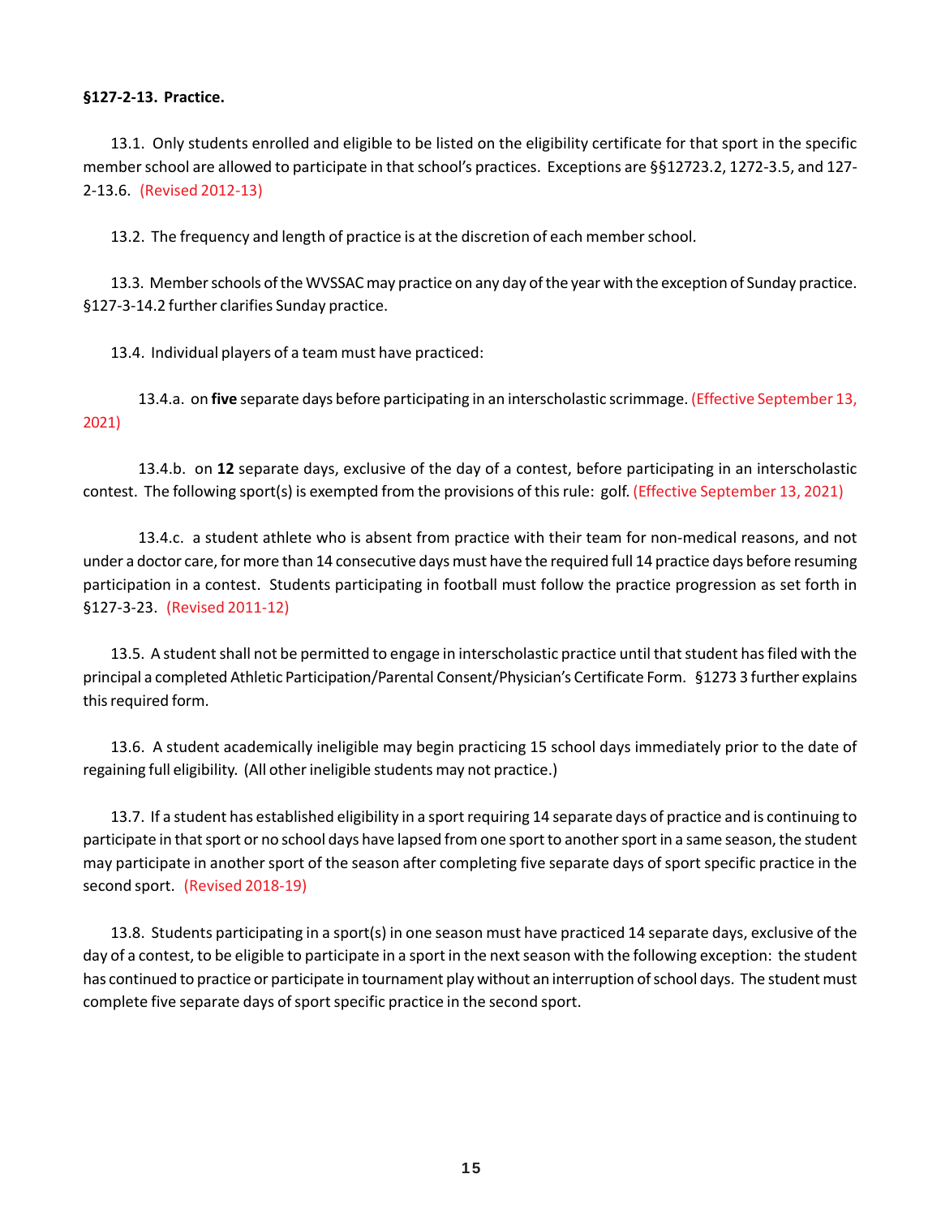**§127-2-13. Practice.**

13.1. Only students enrolled and eligible to be listed on the eligibility certificate for that sport in the specific member school are allowed to participate in that school's practices. Exceptions are §§12723.2, 1272-3.5, and 127-2-13.6. (Revised 2012-13)

13.2. The frequency and length of practice is at the discretion of each member school.

13.3. Member schools of the WVSSAC may practice on any day of the year with the exception of Sunday practice. §127-3-14.2 further clarifies Sunday practice.

13.4. Individual players of a team must have practiced:

13.4.a. on **five** separate days before participating in an interscholastic scrimmage. (Effective September 13, 2021)

13.4.b. on **12** separate days, exclusive of the day of a contest, before participating in an interscholastic contest. The following sport(s) is exempted from the provisions of this rule: golf. (Effective September 13, 2021)

13.4.c. a student athlete who is absent from practice with their team for non-medical reasons, and not under a doctor care, for more than 14 consecutive days must have the required full 14 practice days before resuming participation in a contest. Students participating in football must follow the practice progression as set forth in §127-3-23. (Revised 2011-12)

13.5. A student shall not be permitted to engage in interscholastic practice until that student has filed with the principal a completed Athletic Participation/Parental Consent/Physician's Certificate Form. §1273 3 further explains this required form.

13.6. A student academically ineligible may begin practicing 15 school days immediately prior to the date of regaining full eligibility. (All other ineligible students may not practice.)

13.7. If a student has established eligibility in a sport requiring 14 separate days of practice and is continuing to participate in that sport or no school days have lapsed from one sport to another sport in a same season, the student may participate in another sport of the season after completing five separate days of sport specific practice in the second sport. (Revised 2018-19)

13.8. Students participating in a sport(s) in one season must have practiced 14 separate days, exclusive of the day of a contest, to be eligible to participate in a sport in the next season with the following exception: the student has continued to practice or participate in tournament play without an interruption of school days. The student must complete five separate days of sport specific practice in the second sport.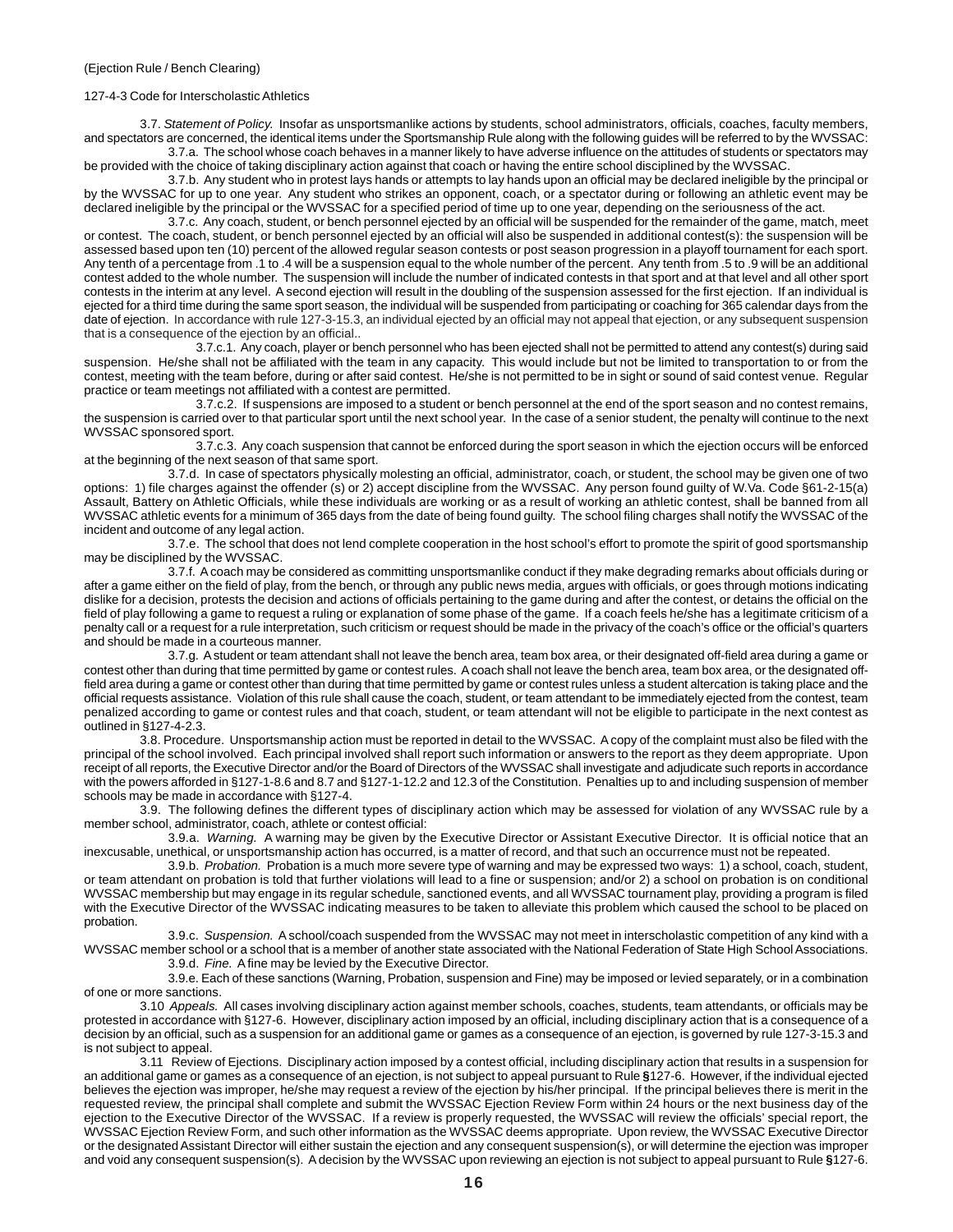(Ejection Rule / Bench Clearing)

127-4-3 Code for Interscholastic Athletics

3.7. *Statement of Policy.* Insofar as unsportsmanlike actions by students, school administrators, officials, coaches, faculty members, and spectators are concerned, the identical items under the Sportsmanship Rule along with the following guides will be referred to by the WVSSAC:

3.7.a. The school whose coach behaves in a manner likely to have adverse influence on the attitudes of students or spectators may be provided with the choice of taking disciplinary action against that coach or having the entire school disciplined by the WVSSAC.

3.7.b. Any student who in protest lays hands or attempts to lay hands upon an official may be declared ineligible by the principal or by the WVSSAC for up to one year. Any student who strikes an opponent, coach, or a spectator during or following an athletic event may be declared ineligible by the principal or the WVSSAC for a specified period of time up to one year, depending on the seriousness of the act.

3.7.c. Any coach, student, or bench personnel ejected by an official will be suspended for the remainder of the game, match, meet or contest. The coach, student, or bench personnel ejected by an official will also be suspended in additional contest(s): the suspension will be assessed based upon ten (10) percent of the allowed regular season contests or post season progression in a playoff tournament for each sport. Any tenth of a percentage from .1 to .4 will be a suspension equal to the whole number of the percent. Any tenth from .5 to .9 will be an additional contest added to the whole number. The suspension will include the number of indicated contests in that sport and at that level and all other sport contests in the interim at any level. A second ejection will result in the doubling of the suspension assessed for the first ejection. If an individual is ejected for a third time during the same sport season, the individual will be suspended from participating or coaching for 365 calendar days from the date of ejection. In accordance with rule 127-3-15.3, an individual ejected by an official may not appeal that ejection, or any subsequent suspension that is a consequence of the ejection by an official..

3.7.c.1. Any coach, player or bench personnel who has been ejected shall not be permitted to attend any contest(s) during said suspension. He/she shall not be affiliated with the team in any capacity. This would include but not be limited to transportation to or from the contest, meeting with the team before, during or after said contest. He/she is not permitted to be in sight or sound of said contest venue. Regular practice or team meetings not affiliated with a contest are permitted.

3.7.c.2. If suspensions are imposed to a student or bench personnel at the end of the sport season and no contest remains, the suspension is carried over to that particular sport until the next school year. In the case of a senior student, the penalty will continue to the next WVSSAC sponsored sport.

3.7.c.3. Any coach suspension that cannot be enforced during the sport season in which the ejection occurs will be enforced at the beginning of the next season of that same sport.

3.7.d. In case of spectators physically molesting an official, administrator, coach, or student, the school may be given one of two options: 1) file charges against the offender (s) or 2) accept discipline from the WVSSAC. Any person found guilty of W.Va. Code §61-2-15(a) Assault, Battery on Athletic Officials, while these individuals are working or as a result of working an athletic contest, shall be banned from all WVSSAC athletic events for a minimum of 365 days from the date of being found guilty. The school filing charges shall notify the WVSSAC of the incident and outcome of any legal action.

3.7.e. The school that does not lend complete cooperation in the host school's effort to promote the spirit of good sportsmanship may be disciplined by the WVSSAC.

3.7.f. A coach may be considered as committing unsportsmanlike conduct if they make degrading remarks about officials during or after a game either on the field of play, from the bench, or through any public news media, argues with officials, or goes through motions indicating dislike for a decision, protests the decision and actions of officials pertaining to the game during and after the contest, or detains the official on the field of play following a game to request a ruling or explanation of some phase of the game. If a coach feels he/she has a legitimate criticism of a penalty call or a request for a rule interpretation, such criticism or request should be made in the privacy of the coach's office or the official's quarters and should be made in a courteous manner.

3.7.g. A student or team attendant shall not leave the bench area, team box area, or their designated off-field area during a game or contest other than during that time permitted by game or contest rules. A coach shall not leave the bench area, team box area, or the designated off-field area during a game or contest other than during that time permitted by game or contest rules unless a student altercation is taking place and the official requests assistance. Violation of this rule shall cause the coach, student, or team attendant to be immediately ejected from the contest, team penalized according to game or contest rules and that coach, student, or team attendant will not be eligible to participate in the next contest as outlined in §127-4-2.3.

3.8. Procedure. Unsportsmanship action must be reported in detail to the WVSSAC. A copy of the complaint must also be filed with the principal of the school involved. Each principal involved shall report such information or answers to the report as they deem appropriate. Upon receipt of all reports, the Executive Director and/or the Board of Directors of the WVSSAC shall investigate and adjudicate such reports in accordance with the powers afforded in §127-1-8.6 and 8.7 and §127-1-12.2 and 12.3 of the Constitution. Penalties up to and including suspension of member schools may be made in accordance with §127-4.

3.9. The following defines the different types of disciplinary action which may be assessed for violation of any WVSSAC rule by a member school, administrator, coach, athlete or contest official:

3.9.a. *Warning.* A warning may be given by the Executive Director or Assistant Executive Director. It is official notice that an inexcusable, unethical, or unsportsmanship action has occurred, is a matter of record, and that such an occurrence must not be repeated.

3.9.b. *Probation.* Probation is a much more severe type of warning and may be expressed two ways: 1) a school, coach, student, or team attendant on probation is told that further violations will lead to a fine or suspension; and/or 2) a school on probation is on conditional WVSSAC membership but may engage in its regular schedule, sanctioned events, and all WVSSAC tournament play, providing a program is filed with the Executive Director of the WVSSAC indicating measures to be taken to alleviate this problem which caused the school to be placed on probation.

3.9.c. *Suspension.* A school/coach suspended from the WVSSAC may not meet in interscholastic competition of any kind with a WVSSAC member school or a school that is a member of another state associated with the National Federation of State High School Associations.

3.9.d. *Fine.* A fine may be levied by the Executive Director.

3.9.e. Each of these sanctions (Warning, Probation, suspension and Fine) may be imposed or levied separately, or in a combination of one or more sanctions.

3.10 *Appeals.* All cases involving disciplinary action against member schools, coaches, students, team attendants, or officials may be protested in accordance with §127-6. However, disciplinary action imposed by an official, including disciplinary action that is a consequence of a decision by an official, such as a suspension for an additional game or games as a consequence of an ejection, is governed by rule 127-3-15.3 and is not subject to appeal.

3.11 Review of Ejections. Disciplinary action imposed by a contest official, including disciplinary action that results in a suspension for an additional game or games as a consequence of an ejection, is not subject to appeal pursuant to Rule **§**127-6. However, if the individual ejected believes the ejection was improper, he/she may request a review of the ejection by his/her principal. If the principal believes there is merit in the requested review, the principal shall complete and submit the WVSSAC Ejection Review Form within 24 hours or the next business day of the ejection to the Executive Director of the WVSSAC. If a review is properly requested, the WVSSAC will review the officials' special report, the WVSSAC Ejection Review Form, and such other information as the WVSSAC deems appropriate. Upon review, the WVSSAC Executive Director or the designated Assistant Director will either sustain the ejection and any consequent suspension(s), or will determine the ejection was improper and void any consequent suspension(s). A decision by the WVSSAC upon reviewing an ejection is not subject to appeal pursuant to Rule **§**127-6.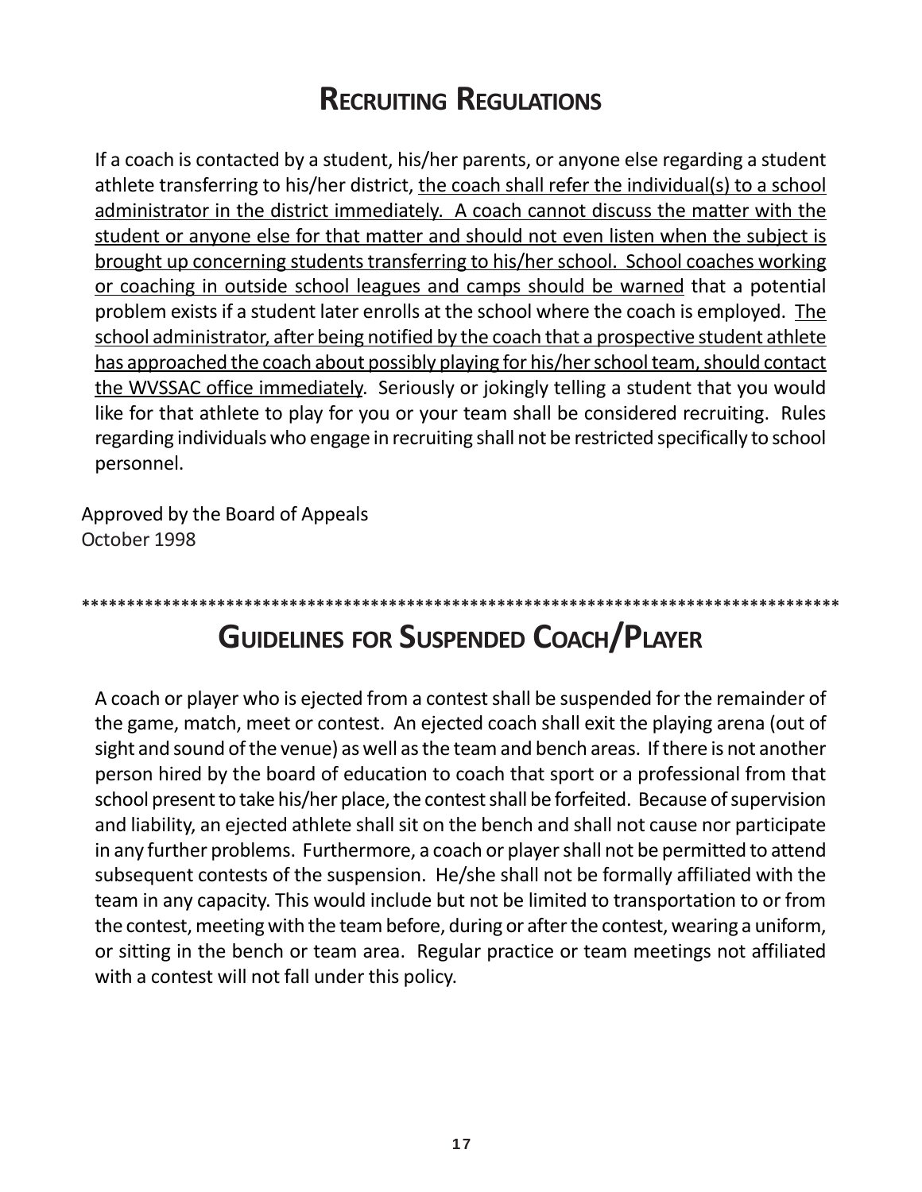# Recruiting Regulations

If a coach is contacted by a student, his/her parents, or anyone else regarding a student athlete transferring to his/her district, <u>the coach shall refer the individual(s) to a school administrator in the district immediately. A coach cannot discuss the matter with the student or anyone else for that matter and should not even listen when the subject is brought up concerning students transferring to his/her school. School coaches working or coaching in outside school leagues and camps should be warned</u> that a potential problem exists if a student later enrolls at the school where the coach is employed. <u>The school administrator, after being notified by the coach that a prospective student athlete has approached the coach about possibly playing for his/her school team, should contact the WVSSAC office immediately</u>. Seriously or jokingly telling a student that you would like for that athlete to play for you or your team shall be considered recruiting. Rules regarding individuals who engage in recruiting shall not be restricted specifically to school personnel.

Approved by the Board of Appeals
October 1998

*************************************************************************************

# Guidelines for Suspended Coach/Player

A coach or player who is ejected from a contest shall be suspended for the remainder of the game, match, meet or contest. An ejected coach shall exit the playing arena (out of sight and sound of the venue) as well as the team and bench areas. If there is not another person hired by the board of education to coach that sport or a professional from that school present to take his/her place, the contest shall be forfeited. Because of supervision and liability, an ejected athlete shall sit on the bench and shall not cause nor participate in any further problems. Furthermore, a coach or player shall not be permitted to attend subsequent contests of the suspension. He/she shall not be formally affiliated with the team in any capacity. This would include but not be limited to transportation to or from the contest, meeting with the team before, during or after the contest, wearing a uniform, or sitting in the bench or team area. Regular practice or team meetings not affiliated with a contest will not fall under this policy.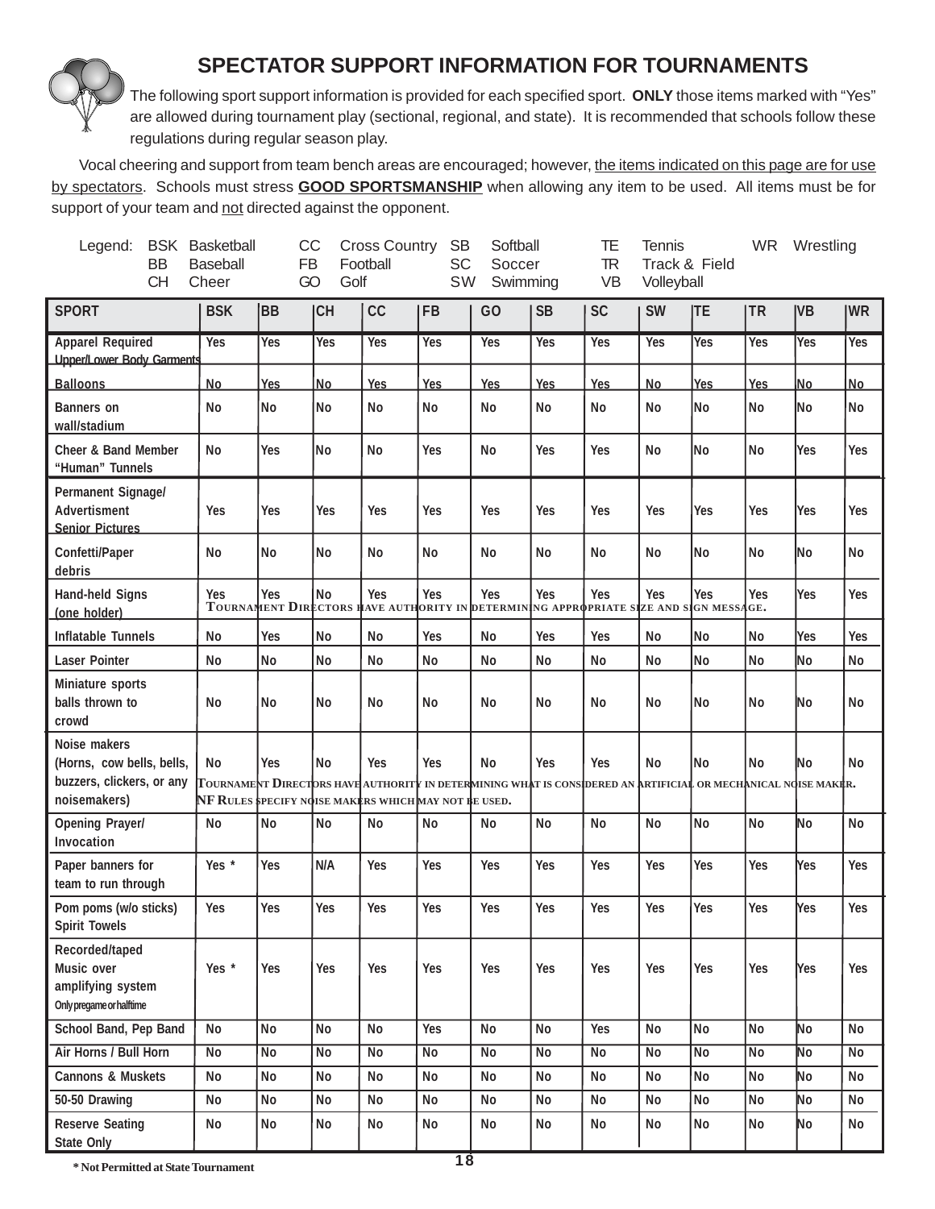# SPECTATOR SUPPORT INFORMATION FOR TOURNAMENTS

The following sport support information is provided for each specified sport. **ONLY** those items marked with "Yes" are allowed during tournament play (sectional, regional, and state). It is recommended that schools follow these regulations during regular season play.

Vocal cheering and support from team bench areas are encouraged; however, the items indicated on this page are for use by spectators. Schools must stress **GOOD SPORTSMANSHIP** when allowing any item to be used. All items must be for support of your team and not directed against the opponent.

Legend: BSK Basketball, BB Baseball, CH Cheer, CC Cross Country, FB Football, GO Golf, SB Softball, SC Soccer, SW Swimming, TE Tennis, TR Track & Field, VB Volleyball, WR Wrestling

| SPORT | BSK | BB | CH | CC | FB | GO | SB | SC | SW | TE | TR | VB | WR |
|---|---|---|---|---|---|---|---|---|---|---|---|---|---|
| Apparel Required Upper/Lower Body Garments | Yes | Yes | Yes | Yes | Yes | Yes | Yes | Yes | Yes | Yes | Yes | Yes | Yes |
| Balloons | No | Yes | No | Yes | Yes | Yes | Yes | Yes | No | Yes | Yes | No | No |
| Banners on wall/stadium | No | No | No | No | No | No | No | No | No | No | No | No | No |
| Cheer & Band Member "Human" Tunnels | No | Yes | No | No | Yes | No | Yes | Yes | No | No | No | Yes | Yes |
| Permanent Signage/ Advertisment Senior Pictures | Yes | Yes | Yes | Yes | Yes | Yes | Yes | Yes | Yes | Yes | Yes | Yes | Yes |
| Confetti/Paper debris | No | No | No | No | No | No | No | No | No | No | No | No | No |
| Hand-held Signs (one holder) — Tournament Directors have authority in determining appropriate size and sign message. | Yes | Yes | No | Yes | Yes | Yes | Yes | Yes | Yes | Yes | Yes | Yes | Yes |
| Inflatable Tunnels | No | Yes | No | No | Yes | No | Yes | Yes | No | No | No | Yes | Yes |
| Laser Pointer | No | No | No | No | No | No | No | No | No | No | No | No | No |
| Miniature sports balls thrown to crowd | No | No | No | No | No | No | No | No | No | No | No | No | No |
| Noise makers (Horns, cow bells, bells, buzzers, clickers, or any noisemakers) — Tournament Directors have authority in determining what is considered an artificial or mechanical noise maker. NF Rules specify noise makers which may not be used. | No | Yes | No | Yes | Yes | No | Yes | Yes | No | No | No | No | No |
| Opening Prayer/ Invocation | No | No | No | No | No | No | No | No | No | No | No | No | No |
| Paper banners for team to run through | Yes * | Yes | N/A | Yes | Yes | Yes | Yes | Yes | Yes | Yes | Yes | Yes | Yes |
| Pom poms (w/o sticks) Spirit Towels | Yes | Yes | Yes | Yes | Yes | Yes | Yes | Yes | Yes | Yes | Yes | Yes | Yes |
| Recorded/taped Music over amplifying system Only pregame or halftime | Yes * | Yes | Yes | Yes | Yes | Yes | Yes | Yes | Yes | Yes | Yes | Yes | Yes |
| School Band, Pep Band | No | No | No | No | Yes | No | No | Yes | No | No | No | No | No |
| Air Horns / Bull Horn | No | No | No | No | No | No | No | No | No | No | No | No | No |
| Cannons & Muskets | No | No | No | No | No | No | No | No | No | No | No | No | No |
| 50-50 Drawing | No | No | No | No | No | No | No | No | No | No | No | No | No |
| Reserve Seating State Only | No | No | No | No | No | No | No | No | No | No | No | No | No |

\* Not Permitted at State Tournament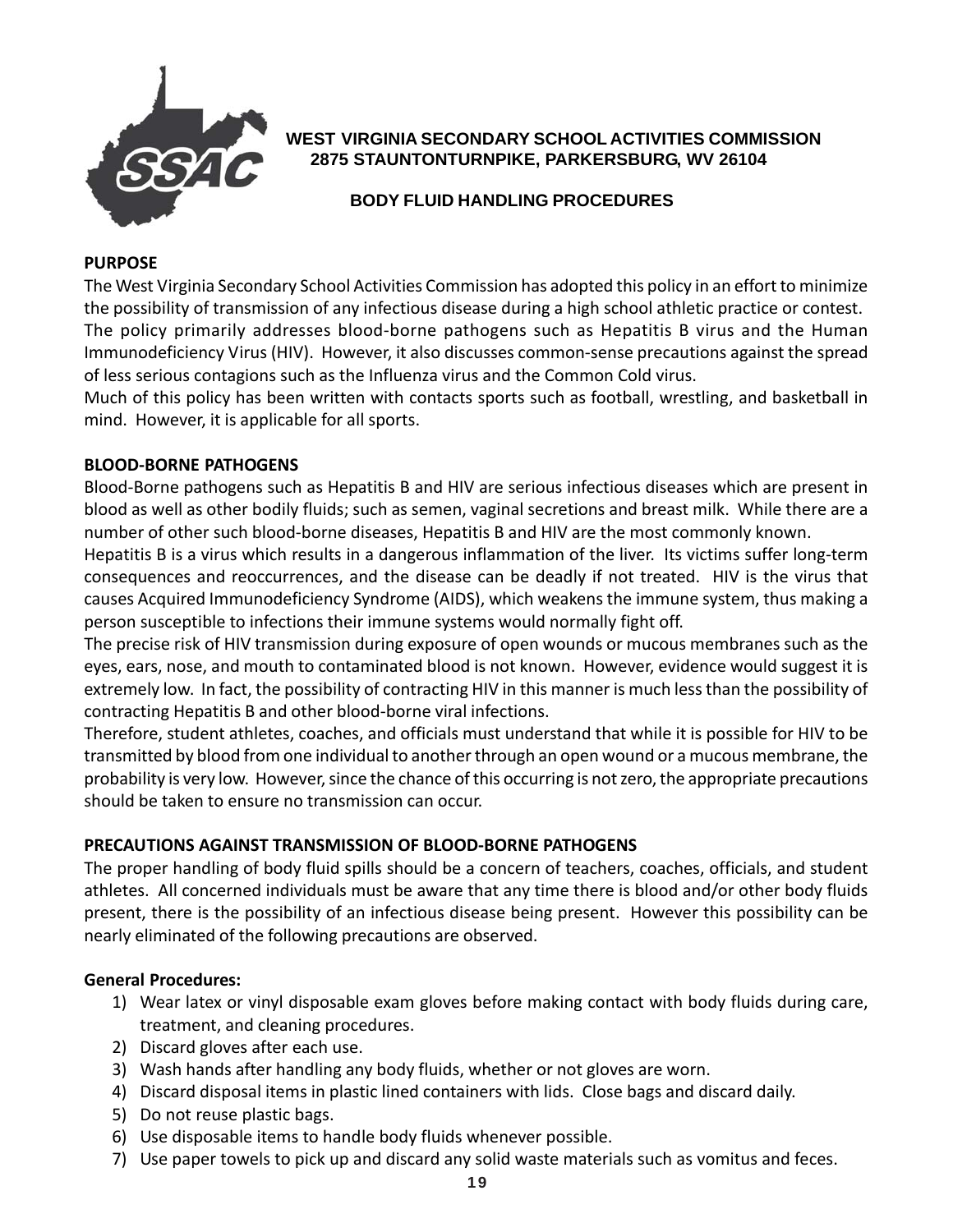**WEST VIRGINIA SECONDARY SCHOOL ACTIVITIES COMMISSION**
**2875 STAUNTONTURNPIKE, PARKERSBURG, WV 26104**

**BODY FLUID HANDLING PROCEDURES**

**PURPOSE**

The West Virginia Secondary School Activities Commission has adopted this policy in an effort to minimize the possibility of transmission of any infectious disease during a high school athletic practice or contest. The policy primarily addresses blood-borne pathogens such as Hepatitis B virus and the Human Immunodeficiency Virus (HIV). However, it also discusses common-sense precautions against the spread of less serious contagions such as the Influenza virus and the Common Cold virus.

Much of this policy has been written with contacts sports such as football, wrestling, and basketball in mind. However, it is applicable for all sports.

**BLOOD-BORNE PATHOGENS**

Blood-Borne pathogens such as Hepatitis B and HIV are serious infectious diseases which are present in blood as well as other bodily fluids; such as semen, vaginal secretions and breast milk. While there are a number of other such blood-borne diseases, Hepatitis B and HIV are the most commonly known.

Hepatitis B is a virus which results in a dangerous inflammation of the liver. Its victims suffer long-term consequences and reoccurrences, and the disease can be deadly if not treated. HIV is the virus that causes Acquired Immunodeficiency Syndrome (AIDS), which weakens the immune system, thus making a person susceptible to infections their immune systems would normally fight off.

The precise risk of HIV transmission during exposure of open wounds or mucous membranes such as the eyes, ears, nose, and mouth to contaminated blood is not known. However, evidence would suggest it is extremely low. In fact, the possibility of contracting HIV in this manner is much less than the possibility of contracting Hepatitis B and other blood-borne viral infections.

Therefore, student athletes, coaches, and officials must understand that while it is possible for HIV to be transmitted by blood from one individual to another through an open wound or a mucous membrane, the probability is very low. However, since the chance of this occurring is not zero, the appropriate precautions should be taken to ensure no transmission can occur.

**PRECAUTIONS AGAINST TRANSMISSION OF BLOOD-BORNE PATHOGENS**

The proper handling of body fluid spills should be a concern of teachers, coaches, officials, and student athletes. All concerned individuals must be aware that any time there is blood and/or other body fluids present, there is the possibility of an infectious disease being present. However this possibility can be nearly eliminated of the following precautions are observed.

**General Procedures:**

1) Wear latex or vinyl disposable exam gloves before making contact with body fluids during care, treatment, and cleaning procedures.
2) Discard gloves after each use.
3) Wash hands after handling any body fluids, whether or not gloves are worn.
4) Discard disposal items in plastic lined containers with lids. Close bags and discard daily.
5) Do not reuse plastic bags.
6) Use disposable items to handle body fluids whenever possible.
7) Use paper towels to pick up and discard any solid waste materials such as vomitus and feces.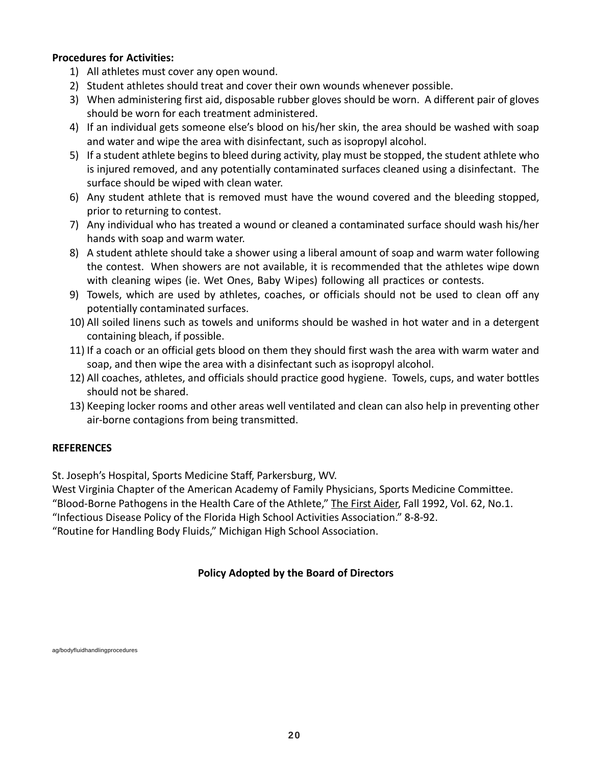**Procedures for Activities:**

1) All athletes must cover any open wound.
2) Student athletes should treat and cover their own wounds whenever possible.
3) When administering first aid, disposable rubber gloves should be worn. A different pair of gloves should be worn for each treatment administered.
4) If an individual gets someone else's blood on his/her skin, the area should be washed with soap and water and wipe the area with disinfectant, such as isopropyl alcohol.
5) If a student athlete begins to bleed during activity, play must be stopped, the student athlete who is injured removed, and any potentially contaminated surfaces cleaned using a disinfectant. The surface should be wiped with clean water.
6) Any student athlete that is removed must have the wound covered and the bleeding stopped, prior to returning to contest.
7) Any individual who has treated a wound or cleaned a contaminated surface should wash his/her hands with soap and warm water.
8) A student athlete should take a shower using a liberal amount of soap and warm water following the contest. When showers are not available, it is recommended that the athletes wipe down with cleaning wipes (ie. Wet Ones, Baby Wipes) following all practices or contests.
9) Towels, which are used by athletes, coaches, or officials should not be used to clean off any potentially contaminated surfaces.
10) All soiled linens such as towels and uniforms should be washed in hot water and in a detergent containing bleach, if possible.
11) If a coach or an official gets blood on them they should first wash the area with warm water and soap, and then wipe the area with a disinfectant such as isopropyl alcohol.
12) All coaches, athletes, and officials should practice good hygiene. Towels, cups, and water bottles should not be shared.
13) Keeping locker rooms and other areas well ventilated and clean can also help in preventing other air-borne contagions from being transmitted.

**REFERENCES**

St. Joseph's Hospital, Sports Medicine Staff, Parkersburg, WV.
West Virginia Chapter of the American Academy of Family Physicians, Sports Medicine Committee.
"Blood-Borne Pathogens in the Health Care of the Athlete," The First Aider, Fall 1992, Vol. 62, No.1.
"Infectious Disease Policy of the Florida High School Activities Association." 8-8-92.
"Routine for Handling Body Fluids," Michigan High School Association.

**Policy Adopted by the Board of Directors**

ag/bodyfluidhandlingprocedures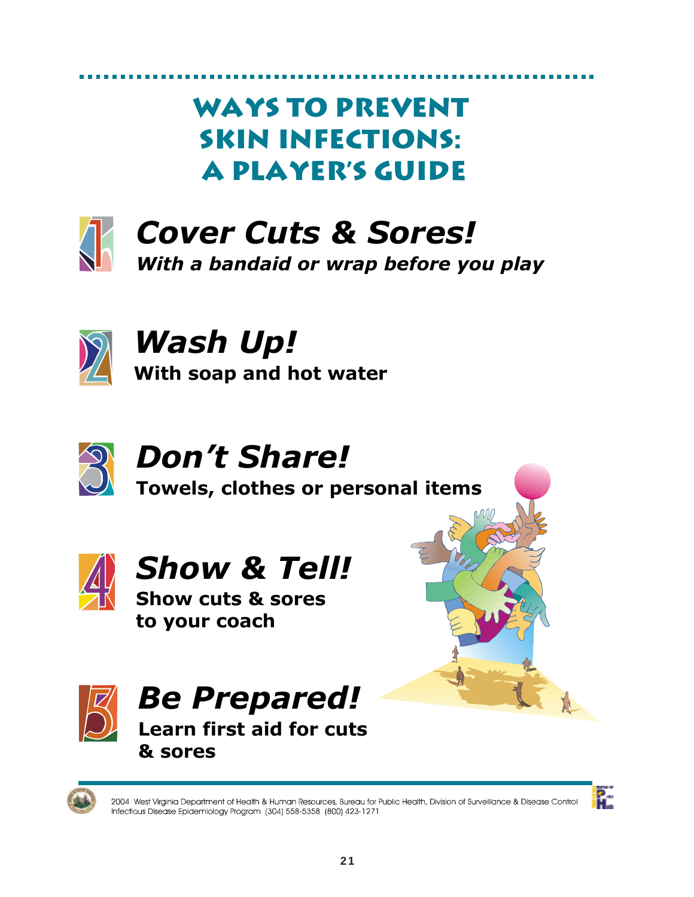# Ways to Prevent Skin Infections: A Player's Guide

## 1. *Cover Cuts & Sores!*

***With a bandaid or wrap before you play***

## 2. *Wash Up!*

**With soap and hot water**

## 3. *Don't Share!*

**Towels, clothes or personal items**

## 4. *Show & Tell!*

**Show cuts & sores to your coach**

## 5. *Be Prepared!*

**Learn first aid for cuts & sores**

2004 West Virginia Department of Health & Human Resources, Bureau for Public Health, Division of Surveillance & Disease Control Infectious Disease Epidemiology Program (304) 558-5358 (800) 423-1271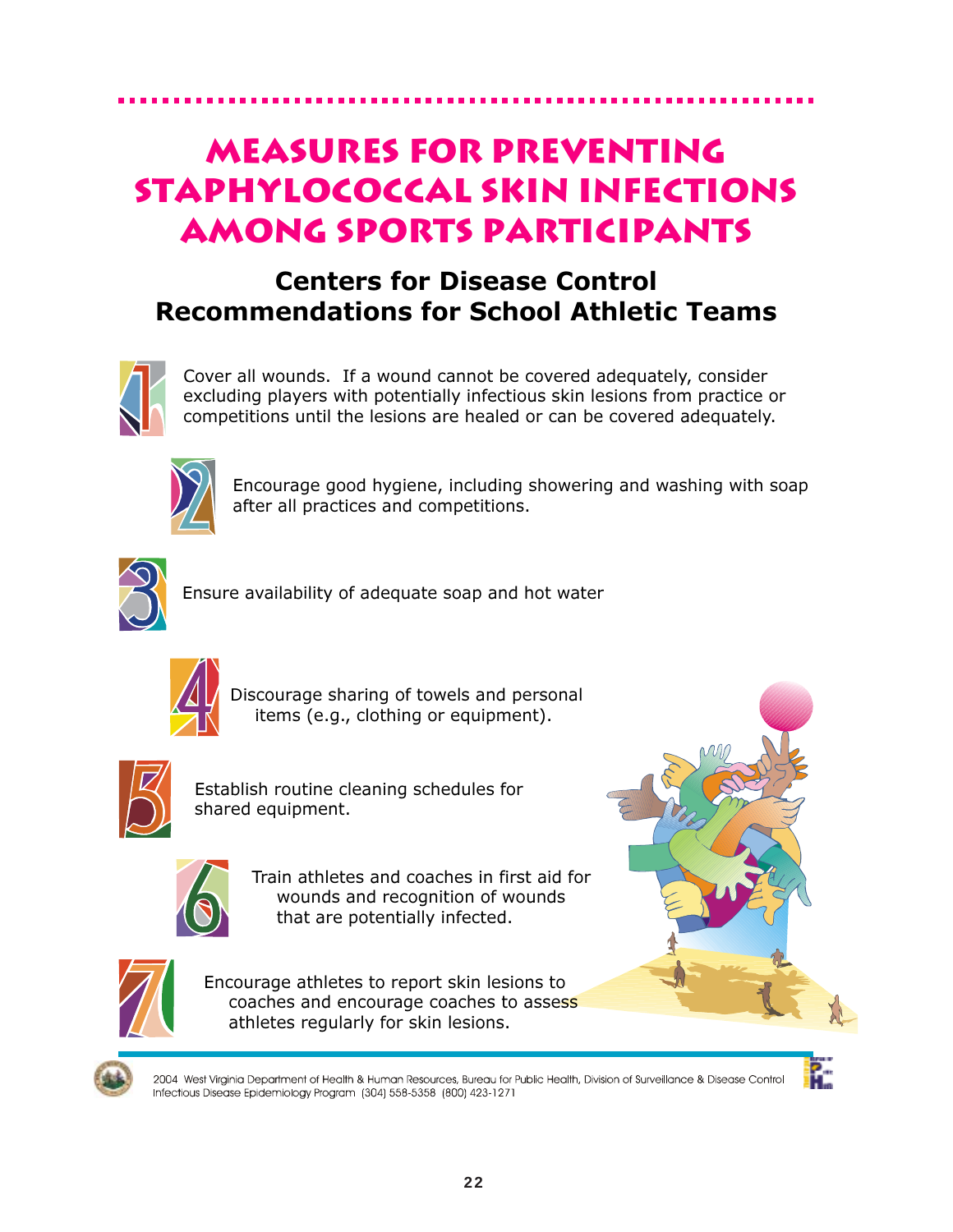# MEASURES FOR PREVENTING STAPHYLOCOCCAL SKIN INFECTIONS AMONG SPORTS PARTICIPANTS

## Centers for Disease Control Recommendations for School Athletic Teams

1. Cover all wounds. If a wound cannot be covered adequately, consider excluding players with potentially infectious skin lesions from practice or competitions until the lesions are healed or can be covered adequately.
2. Encourage good hygiene, including showering and washing with soap after all practices and competitions.
3. Ensure availability of adequate soap and hot water
4. Discourage sharing of towels and personal items (e.g., clothing or equipment).
5. Establish routine cleaning schedules for shared equipment.
6. Train athletes and coaches in first aid for wounds and recognition of wounds that are potentially infected.
7. Encourage athletes to report skin lesions to coaches and encourage coaches to assess athletes regularly for skin lesions.

2004 West Virginia Department of Health & Human Resources, Bureau for Public Health, Division of Surveillance & Disease Control
Infectious Disease Epidemiology Program (304) 558-5358 (800) 423-1271